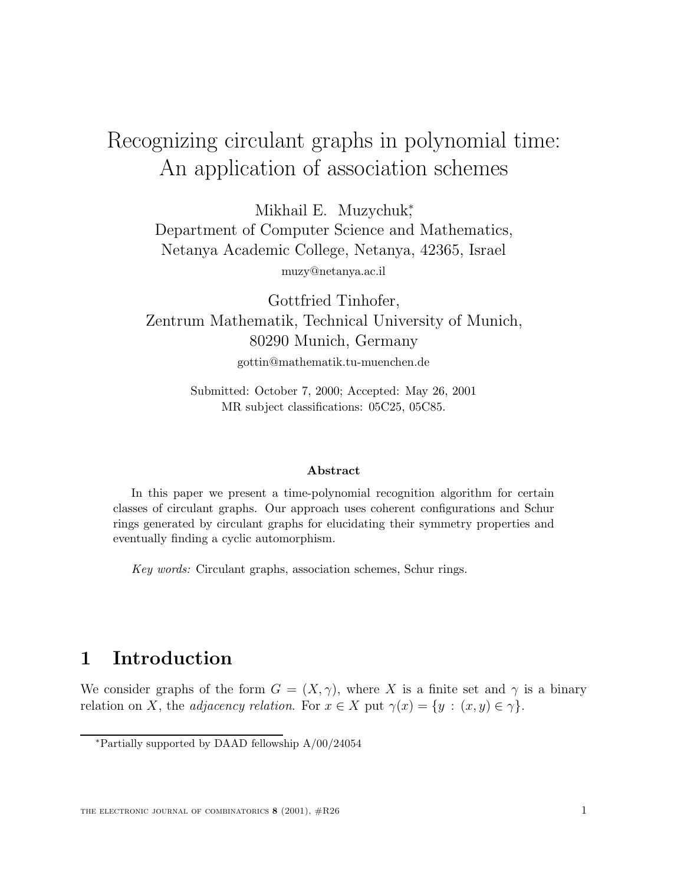# Recognizing circulant graphs in polynomial time: An application of association schemes

Mikhail E. Muzychuk[*]
Department of Computer Science and Mathematics,
Netanya Academic College, Netanya, 42365, Israel
muzy@netanya.ac.il

Gottfried Tinhofer,
Zentrum Mathematik, Technical University of Munich,
80290 Munich, Germany
gottin@mathematik.tu-muenchen.de

Submitted: October 7, 2000; Accepted: May 26, 2001
MR subject classifications: 05C25, 05C85.

**Abstract**

In this paper we present a time-polynomial recognition algorithm for certain classes of circulant graphs. Our approach uses coherent configurations and Schur rings generated by circulant graphs for elucidating their symmetry properties and eventually finding a cyclic automorphism.

*Key words:* Circulant graphs, association schemes, Schur rings.

## 1 Introduction

We consider graphs of the form $G = (X, \gamma)$, where $X$ is a finite set and $\gamma$ is a binary relation on $X$, the *adjacency relation*. For $x \in X$ put $\gamma(x) = \{y : (x, y) \in \gamma\}$.

[*]Partially supported by DAAD fellowship A/00/24054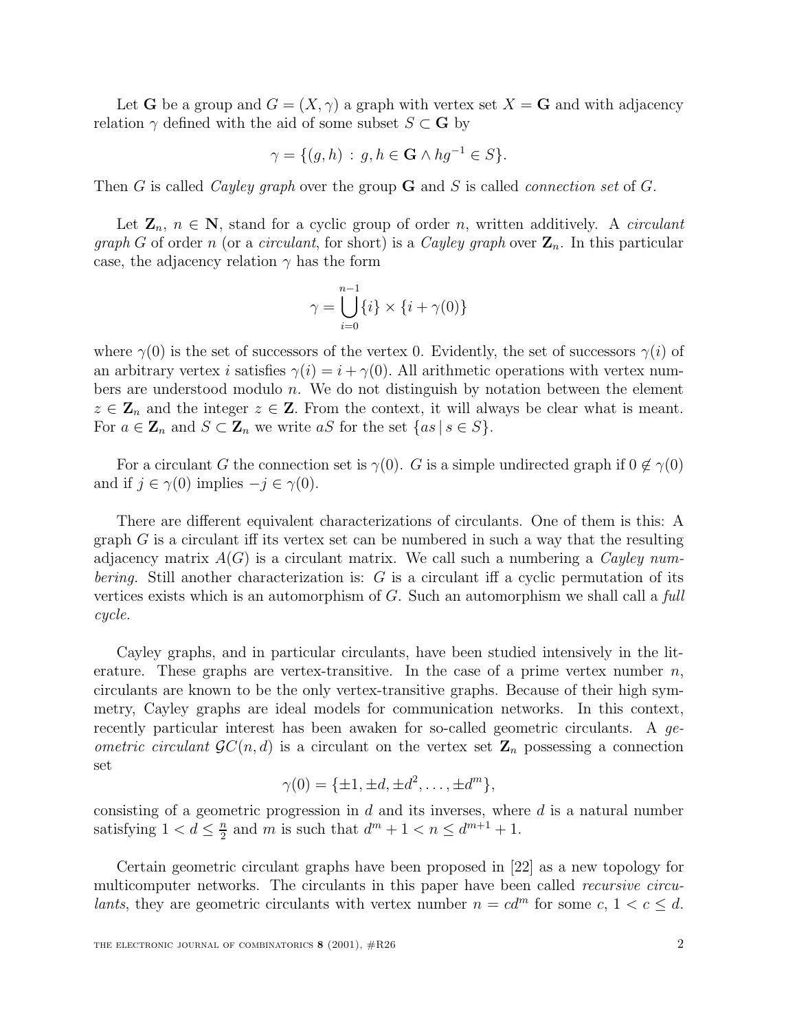Let $\mathbf{G}$ be a group and $G = (X, \gamma)$ a graph with vertex set $X = \mathbf{G}$ and with adjacency relation $\gamma$ defined with the aid of some subset $S \subset \mathbf{G}$ by

$$\gamma = \{(g, h) \, : \, g, h \in \mathbf{G} \wedge hg^{-1} \in S\}.$$

Then $G$ is called *Cayley graph* over the group $\mathbf{G}$ and $S$ is called *connection set* of $G$.

Let $\mathbf{Z}_n$, $n \in \mathbf{N}$, stand for a cyclic group of order $n$, written additively. A *circulant graph* $G$ of order $n$ (or a *circulant*, for short) is a *Cayley graph* over $\mathbf{Z}_n$. In this particular case, the adjacency relation $\gamma$ has the form

$$\gamma = \bigcup_{i=0}^{n-1} \{i\} \times \{i + \gamma(0)\}$$

where $\gamma(0)$ is the set of successors of the vertex 0. Evidently, the set of successors $\gamma(i)$ of an arbitrary vertex $i$ satisfies $\gamma(i) = i + \gamma(0)$. All arithmetic operations with vertex numbers are understood modulo $n$. We do not distinguish by notation between the element $z \in \mathbf{Z}_n$ and the integer $z \in \mathbf{Z}$. From the context, it will always be clear what is meant. For $a \in \mathbf{Z}_n$ and $S \subset \mathbf{Z}_n$ we write $aS$ for the set $\{as \,|\, s \in S\}$.

For a circulant $G$ the connection set is $\gamma(0)$. $G$ is a simple undirected graph if $0 \notin \gamma(0)$ and if $j \in \gamma(0)$ implies $-j \in \gamma(0)$.

There are different equivalent characterizations of circulants. One of them is this: A graph $G$ is a circulant iff its vertex set can be numbered in such a way that the resulting adjacency matrix $A(G)$ is a circulant matrix. We call such a numbering a *Cayley numbering.* Still another characterization is: $G$ is a circulant iff a cyclic permutation of its vertices exists which is an automorphism of $G$. Such an automorphism we shall call a *full cycle.*

Cayley graphs, and in particular circulants, have been studied intensively in the literature. These graphs are vertex-transitive. In the case of a prime vertex number $n$, circulants are known to be the only vertex-transitive graphs. Because of their high symmetry, Cayley graphs are ideal models for communication networks. In this context, recently particular interest has been awaken for so-called geometric circulants. A *geometric circulant* $\mathcal{GC}(n, d)$ is a circulant on the vertex set $\mathbf{Z}_n$ possessing a connection set

$$\gamma(0) = \{\pm 1, \pm d, \pm d^2, \ldots, \pm d^m\},$$

consisting of a geometric progression in $d$ and its inverses, where $d$ is a natural number satisfying $1 < d \leq \frac{n}{2}$ and $m$ is such that $d^m + 1 < n \leq d^{m+1} + 1$.

Certain geometric circulant graphs have been proposed in [22] as a new topology for multicomputer networks. The circulants in this paper have been called *recursive circulants*, they are geometric circulants with vertex number $n = cd^m$ for some $c$, $1 < c \leq d$.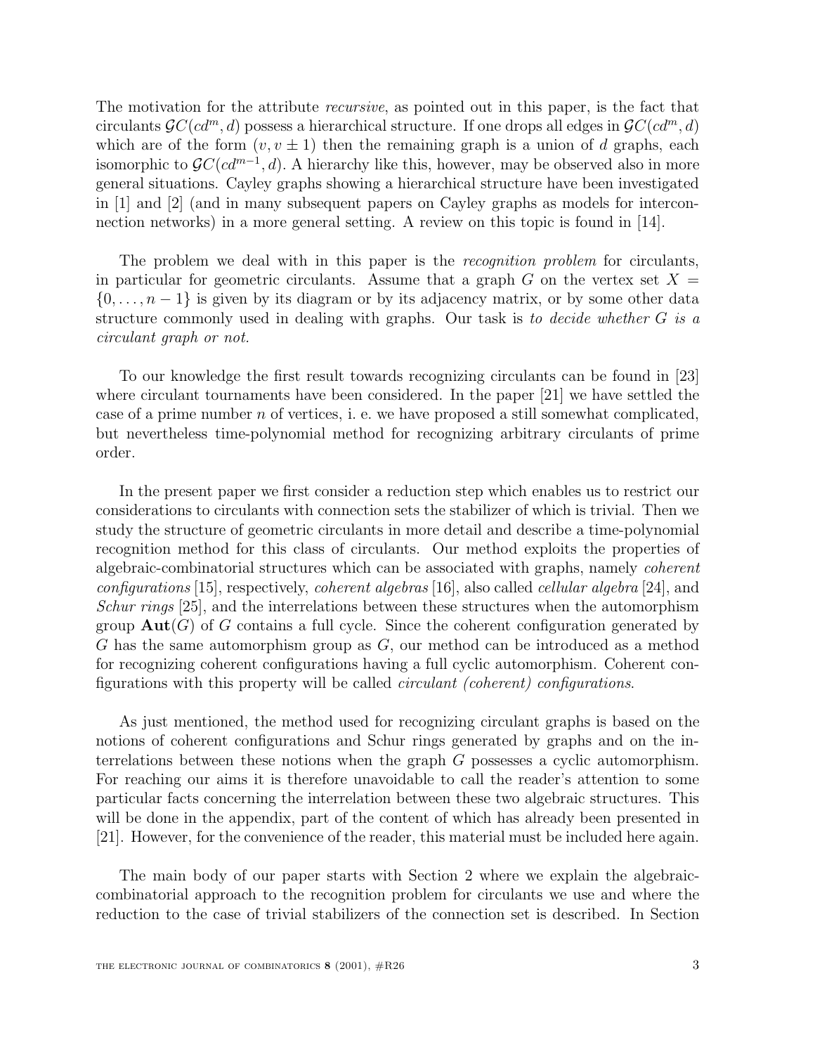The motivation for the attribute *recursive*, as pointed out in this paper, is the fact that circulants $\mathcal{GC}(cd^m, d)$ possess a hierarchical structure. If one drops all edges in $\mathcal{GC}(cd^m, d)$ which are of the form $(v, v \pm 1)$ then the remaining graph is a union of $d$ graphs, each isomorphic to $\mathcal{GC}(cd^{m-1}, d)$. A hierarchy like this, however, may be observed also in more general situations. Cayley graphs showing a hierarchical structure have been investigated in [1] and [2] (and in many subsequent papers on Cayley graphs as models for interconnection networks) in a more general setting. A review on this topic is found in [14].

The problem we deal with in this paper is the *recognition problem* for circulants, in particular for geometric circulants. Assume that a graph $G$ on the vertex set $X = \{0, \ldots, n-1\}$ is given by its diagram or by its adjacency matrix, or by some other data structure commonly used in dealing with graphs. Our task is *to decide whether $G$ is a circulant graph or not.*

To our knowledge the first result towards recognizing circulants can be found in [23] where circulant tournaments have been considered. In the paper [21] we have settled the case of a prime number $n$ of vertices, i. e. we have proposed a still somewhat complicated, but nevertheless time-polynomial method for recognizing arbitrary circulants of prime order.

In the present paper we first consider a reduction step which enables us to restrict our considerations to circulants with connection sets the stabilizer of which is trivial. Then we study the structure of geometric circulants in more detail and describe a time-polynomial recognition method for this class of circulants. Our method exploits the properties of algebraic-combinatorial structures which can be associated with graphs, namely *coherent configurations* [15], respectively, *coherent algebras* [16], also called *cellular algebra* [24], and *Schur rings* [25], and the interrelations between these structures when the automorphism group $\mathbf{Aut}(G)$ of $G$ contains a full cycle. Since the coherent configuration generated by $G$ has the same automorphism group as $G$, our method can be introduced as a method for recognizing coherent configurations having a full cyclic automorphism. Coherent configurations with this property will be called *circulant (coherent) configurations*.

As just mentioned, the method used for recognizing circulant graphs is based on the notions of coherent configurations and Schur rings generated by graphs and on the interrelations between these notions when the graph $G$ possesses a cyclic automorphism. For reaching our aims it is therefore unavoidable to call the reader's attention to some particular facts concerning the interrelation between these two algebraic structures. This will be done in the appendix, part of the content of which has already been presented in [21]. However, for the convenience of the reader, this material must be included here again.

The main body of our paper starts with Section 2 where we explain the algebraic-combinatorial approach to the recognition problem for circulants we use and where the reduction to the case of trivial stabilizers of the connection set is described. In Section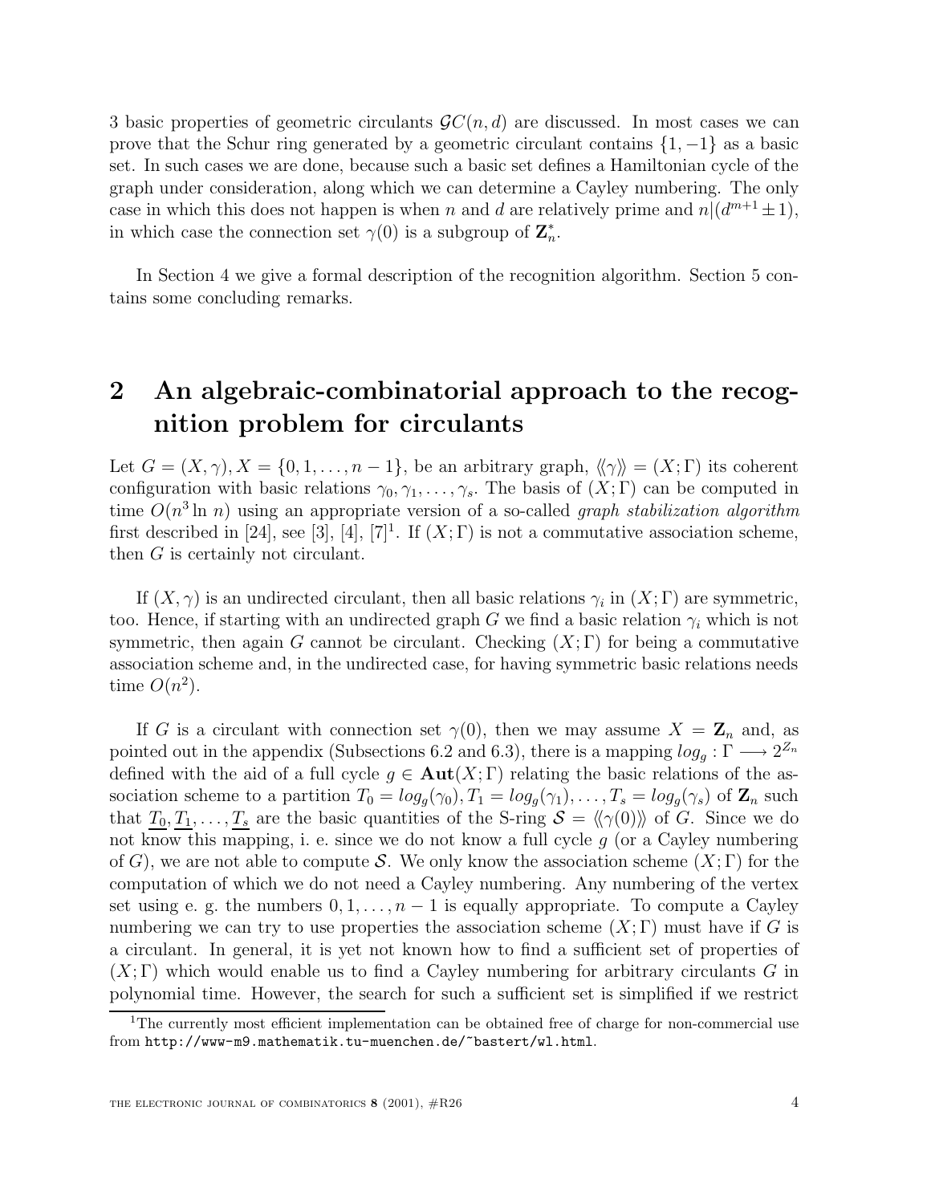3 basic properties of geometric circulants $\mathcal{GC}(n, d)$ are discussed. In most cases we can prove that the Schur ring generated by a geometric circulant contains $\{1, -1\}$ as a basic set. In such cases we are done, because such a basic set defines a Hamiltonian cycle of the graph under consideration, along which we can determine a Cayley numbering. The only case in which this does not happen is when $n$ and $d$ are relatively prime and $n|(d^{m+1} \pm 1)$, in which case the connection set $\gamma(0)$ is a subgroup of $\mathbf{Z}_n^*$.

In Section 4 we give a formal description of the recognition algorithm. Section 5 contains some concluding remarks.

## 2 An algebraic-combinatorial approach to the recognition problem for circulants

Let $G = (X, \gamma), X = \{0, 1, \ldots, n-1\}$, be an arbitrary graph, $\langle\langle \gamma \rangle\rangle = (X; \Gamma)$ its coherent configuration with basic relations $\gamma_0, \gamma_1, \ldots, \gamma_s$. The basis of $(X; \Gamma)$ can be computed in time $O(n^3 \ln n)$ using an appropriate version of a so-called *graph stabilization algorithm* first described in [24], see [3], [4], [7][1]. If $(X; \Gamma)$ is not a commutative association scheme, then $G$ is certainly not circulant.

If $(X, \gamma)$ is an undirected circulant, then all basic relations $\gamma_i$ in $(X; \Gamma)$ are symmetric, too. Hence, if starting with an undirected graph $G$ we find a basic relation $\gamma_i$ which is not symmetric, then again $G$ cannot be circulant. Checking $(X; \Gamma)$ for being a commutative association scheme and, in the undirected case, for having symmetric basic relations needs time $O(n^2)$.

If $G$ is a circulant with connection set $\gamma(0)$, then we may assume $X = \mathbf{Z}_n$ and, as pointed out in the appendix (Subsections 6.2 and 6.3), there is a mapping $log_g : \Gamma \longrightarrow 2^{Z_n}$ defined with the aid of a full cycle $g \in \mathbf{Aut}(X; \Gamma)$ relating the basic relations of the association scheme to a partition $T_0 = log_g(\gamma_0), T_1 = log_g(\gamma_1), \ldots, T_s = log_g(\gamma_s)$ of $\mathbf{Z}_n$ such that $\underline{T_0}, \underline{T_1}, \ldots, \underline{T_s}$ are the basic quantities of the S-ring $\mathcal{S} = \langle\langle \gamma(0) \rangle\rangle$ of $G$. Since we do not know this mapping, i. e. since we do not know a full cycle $g$ (or a Cayley numbering of $G$), we are not able to compute $\mathcal{S}$. We only know the association scheme $(X; \Gamma)$ for the computation of which we do not need a Cayley numbering. Any numbering of the vertex set using e. g. the numbers $0, 1, \ldots, n-1$ is equally appropriate. To compute a Cayley numbering we can try to use properties the association scheme $(X; \Gamma)$ must have if $G$ is a circulant. In general, it is yet not known how to find a sufficient set of properties of $(X; \Gamma)$ which would enable us to find a Cayley numbering for arbitrary circulants $G$ in polynomial time. However, the search for such a sufficient set is simplified if we restrict

[1] The currently most efficient implementation can be obtained free of charge for non-commercial use from `http://www-m9.mathematik.tu-muenchen.de/~bastert/wl.html`.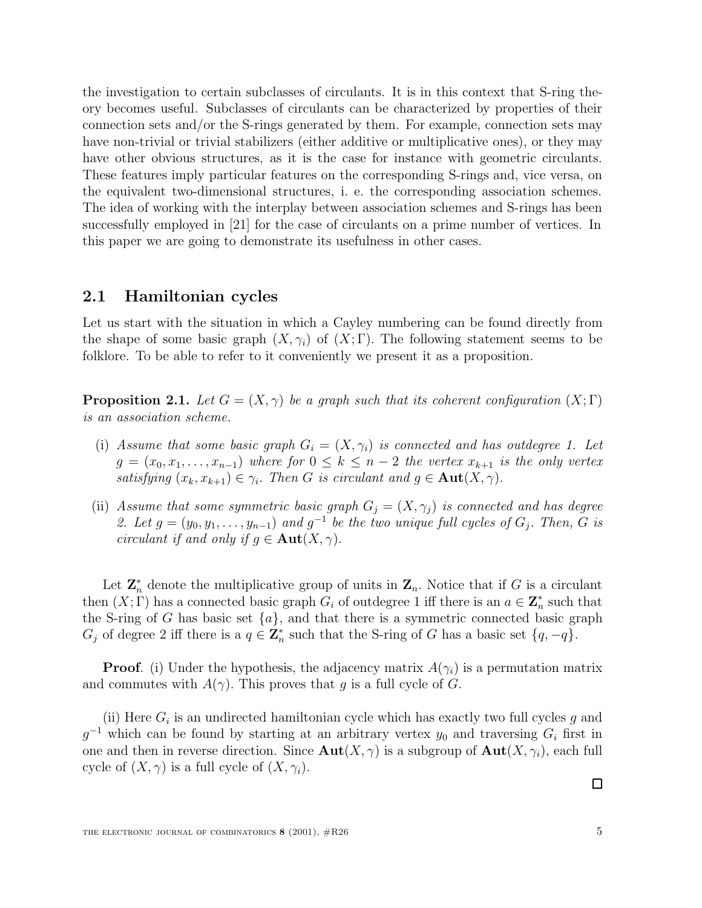the investigation to certain subclasses of circulants. It is in this context that S-ring theory becomes useful. Subclasses of circulants can be characterized by properties of their connection sets and/or the S-rings generated by them. For example, connection sets may have non-trivial or trivial stabilizers (either additive or multiplicative ones), or they may have other obvious structures, as it is the case for instance with geometric circulants. These features imply particular features on the corresponding S-rings and, vice versa, on the equivalent two-dimensional structures, i. e. the corresponding association schemes. The idea of working with the interplay between association schemes and S-rings has been successfully employed in [21] for the case of circulants on a prime number of vertices. In this paper we are going to demonstrate its usefulness in other cases.

## 2.1 Hamiltonian cycles

Let us start with the situation in which a Cayley numbering can be found directly from the shape of some basic graph $(X, \gamma_i)$ of $(X; \Gamma)$. The following statement seems to be folklore. To be able to refer to it conveniently we present it as a proposition.

**Proposition 2.1.** *Let $G = (X, \gamma)$ be a graph such that its coherent configuration $(X; \Gamma)$ is an association scheme.*

- (i) *Assume that some basic graph $G_i = (X, \gamma_i)$ is connected and has outdegree 1. Let $g = (x_0, x_1, \ldots, x_{n-1})$ where for $0 \leq k \leq n-2$ the vertex $x_{k+1}$ is the only vertex satisfying $(x_k, x_{k+1}) \in \gamma_i$. Then $G$ is circulant and $g \in \mathbf{Aut}(X, \gamma)$.*
- (ii) *Assume that some symmetric basic graph $G_j = (X, \gamma_j)$ is connected and has degree 2. Let $g = (y_0, y_1, \ldots, y_{n-1})$ and $g^{-1}$ be the two unique full cycles of $G_j$. Then, $G$ is circulant if and only if $g \in \mathbf{Aut}(X, \gamma)$.*

Let $\mathbf{Z}_n^*$ denote the multiplicative group of units in $\mathbf{Z}_n$. Notice that if $G$ is a circulant then $(X; \Gamma)$ has a connected basic graph $G_i$ of outdegree 1 iff there is an $a \in \mathbf{Z}_n^*$ such that the S-ring of $G$ has basic set $\{a\}$, and that there is a symmetric connected basic graph $G_j$ of degree 2 iff there is a $q \in \mathbf{Z}_n^*$ such that the S-ring of $G$ has a basic set $\{q, -q\}$.

**Proof**. (i) Under the hypothesis, the adjacency matrix $A(\gamma_i)$ is a permutation matrix and commutes with $A(\gamma)$. This proves that $g$ is a full cycle of $G$.

(ii) Here $G_i$ is an undirected hamiltonian cycle which has exactly two full cycles $g$ and $g^{-1}$ which can be found by starting at an arbitrary vertex $y_0$ and traversing $G_i$ first in one and then in reverse direction. Since $\mathbf{Aut}(X, \gamma)$ is a subgroup of $\mathbf{Aut}(X, \gamma_i)$, each full cycle of $(X, \gamma)$ is a full cycle of $(X, \gamma_i)$.

□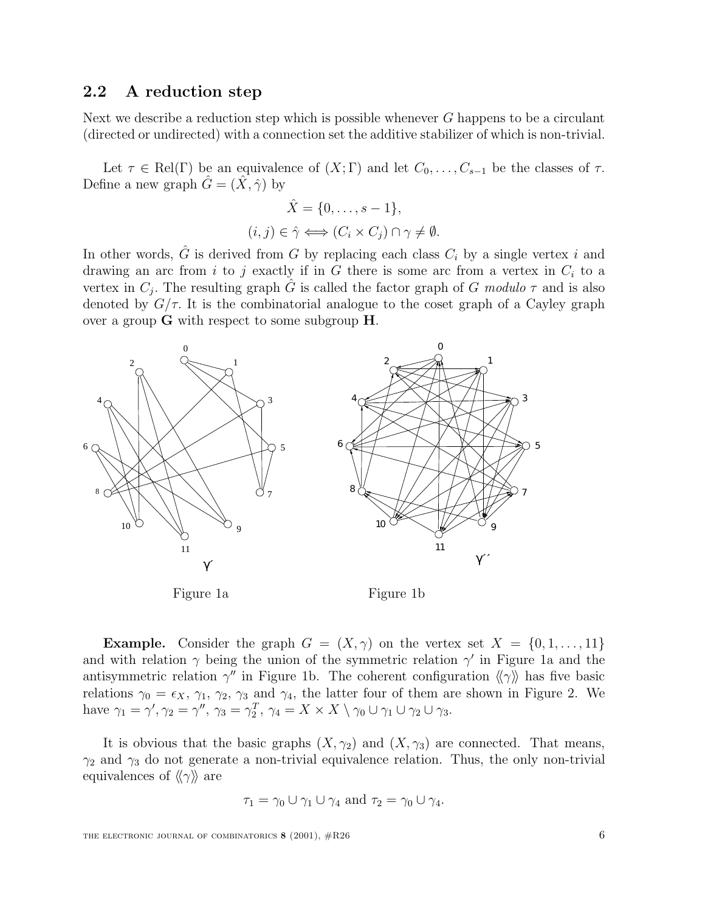## 2.2 A reduction step

Next we describe a reduction step which is possible whenever $G$ happens to be a circulant (directed or undirected) with a connection set the additive stabilizer of which is non-trivial.

Let $\tau \in \mathrm{Rel}(\Gamma)$ be an equivalence of $(X;\Gamma)$ and let $C_0,\dots,C_{s-1}$ be the classes of $\tau$. Define a new graph $\hat{G} = (\hat{X}, \hat{\gamma})$ by

$$\hat{X} = \{0,\dots,s-1\},$$

$$(i,j) \in \hat{\gamma} \iff (C_i \times C_j) \cap \gamma \neq \emptyset.$$

In other words, $\hat{G}$ is derived from $G$ by replacing each class $C_i$ by a single vertex $i$ and drawing an arc from $i$ to $j$ exactly if in $G$ there is some arc from a vertex in $C_i$ to a vertex in $C_j$. The resulting graph $\hat{G}$ is called the factor graph of $G$ *modulo* $\tau$ and is also denoted by $G/\tau$. It is the combinatorial analogue to the coset graph of a Cayley graph over a group $\mathbf{G}$ with respect to some subgroup $\mathbf{H}$.

Figure 1a

Figure 1b

**Example.** Consider the graph $G = (X, \gamma)$ on the vertex set $X = \{0, 1, \dots, 11\}$ and with relation $\gamma$ being the union of the symmetric relation $\gamma'$ in Figure 1a and the antisymmetric relation $\gamma''$ in Figure 1b. The coherent configuration $\langle\!\langle\gamma\rangle\!\rangle$ has five basic relations $\gamma_0 = \epsilon_X$, $\gamma_1$, $\gamma_2$, $\gamma_3$ and $\gamma_4$, the latter four of them are shown in Figure 2. We have $\gamma_1 = \gamma'$, $\gamma_2 = \gamma''$, $\gamma_3 = \gamma_2^T$, $\gamma_4 = X \times X \setminus \gamma_0 \cup \gamma_1 \cup \gamma_2 \cup \gamma_3$.

It is obvious that the basic graphs $(X, \gamma_2)$ and $(X, \gamma_3)$ are connected. That means, $\gamma_2$ and $\gamma_3$ do not generate a non-trivial equivalence relation. Thus, the only non-trivial equivalences of $\langle\!\langle\gamma\rangle\!\rangle$ are

$$\tau_1 = \gamma_0 \cup \gamma_1 \cup \gamma_4 \text{ and } \tau_2 = \gamma_0 \cup \gamma_4.$$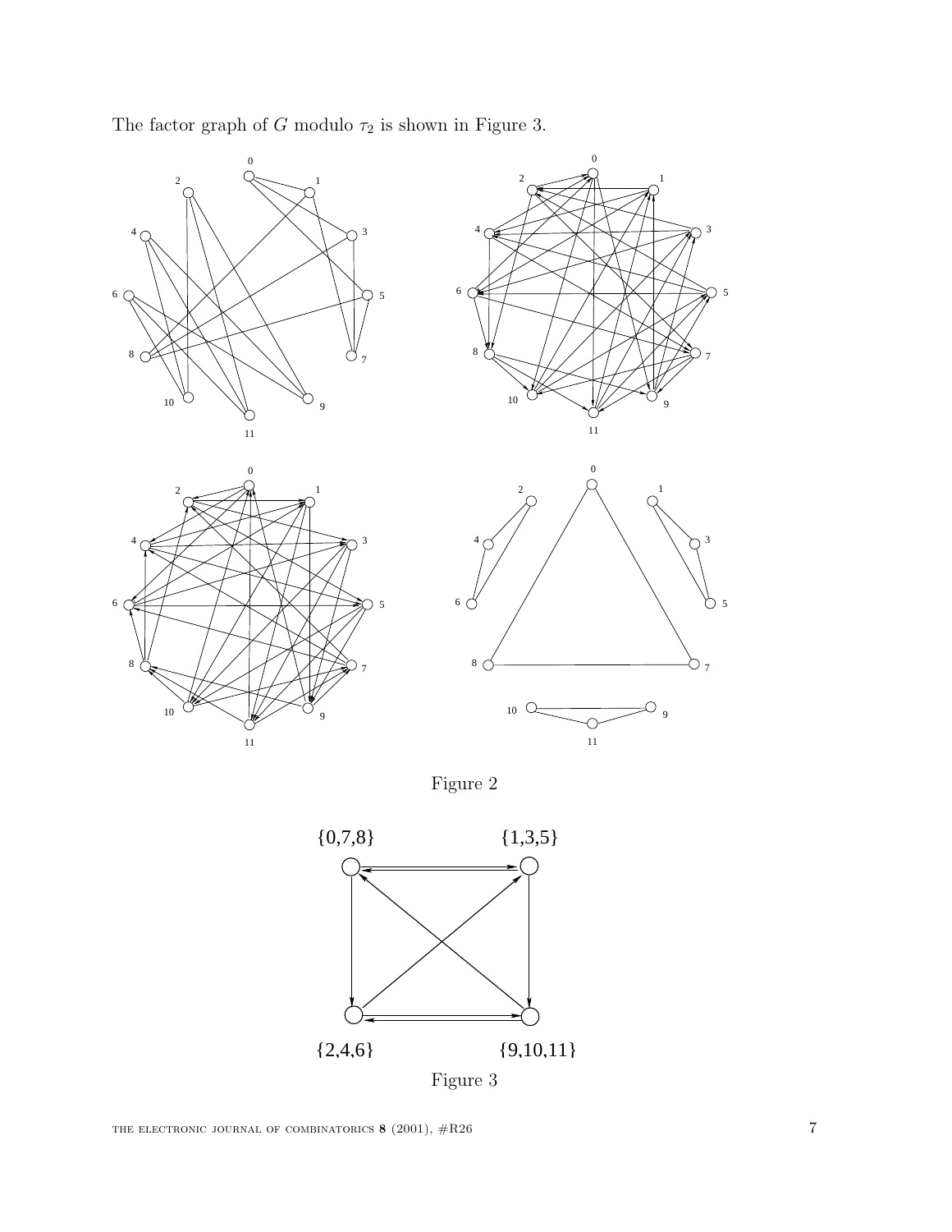The factor graph of $G$ modulo $\tau_2$ is shown in Figure 3.

Figure 2

Figure 3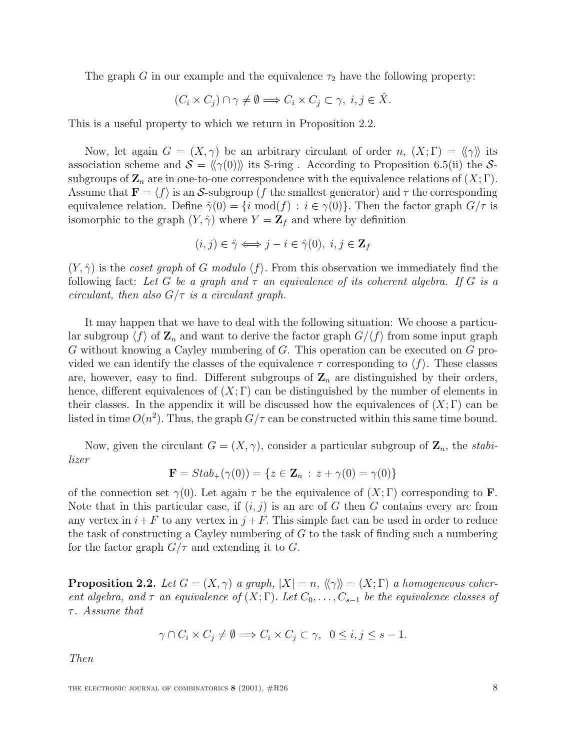The graph $G$ in our example and the equivalence $\tau_2$ have the following property:

$$(C_i \times C_j) \cap \gamma \neq \emptyset \Longrightarrow C_i \times C_j \subset \gamma,\ i, j \in \hat{X}.$$

This is a useful property to which we return in Proposition 2.2.

Now, let again $G = (X, \gamma)$ be an arbitrary circulant of order $n$, $(X; \Gamma) = \langle\langle \gamma \rangle\rangle$ its association scheme and $\mathcal{S} = \langle\langle \gamma(0) \rangle\rangle$ its S-ring . According to Proposition 6.5(ii) the $\mathcal{S}$-subgroups of $\mathbf{Z}_n$ are in one-to-one correspondence with the equivalence relations of $(X; \Gamma)$. Assume that $\mathbf{F} = \langle f \rangle$ is an $\mathcal{S}$-subgroup ($f$ the smallest generator) and $\tau$ the corresponding equivalence relation. Define $\hat{\gamma}(0) = \{i \bmod(f) : i \in \gamma(0)\}$. Then the factor graph $G/\tau$ is isomorphic to the graph $(Y, \hat{\gamma})$ where $Y = \mathbf{Z}_f$ and where by definition

$$(i, j) \in \hat{\gamma} \Longleftrightarrow j - i \in \hat{\gamma}(0),\ i, j \in \mathbf{Z}_f$$

$(Y, \hat{\gamma})$ is the *coset graph* of $G$ *modulo* $\langle f \rangle$. From this observation we immediately find the following fact: *Let $G$ be a graph and $\tau$ an equivalence of its coherent algebra. If $G$ is a circulant, then also $G/\tau$ is a circulant graph.*

It may happen that we have to deal with the following situation: We choose a particular subgroup $\langle f \rangle$ of $\mathbf{Z}_n$ and want to derive the factor graph $G/\langle f \rangle$ from some input graph $G$ without knowing a Cayley numbering of $G$. This operation can be executed on $G$ provided we can identify the classes of the equivalence $\tau$ corresponding to $\langle f \rangle$. These classes are, however, easy to find. Different subgroups of $\mathbf{Z}_n$ are distinguished by their orders, hence, different equivalences of $(X; \Gamma)$ can be distinguished by the number of elements in their classes. In the appendix it will be discussed how the equivalences of $(X; \Gamma)$ can be listed in time $O(n^2)$. Thus, the graph $G/\tau$ can be constructed within this same time bound.

Now, given the circulant $G = (X, \gamma)$, consider a particular subgroup of $\mathbf{Z}_n$, the *stabilizer*

$$\mathbf{F} = \mathit{Stab}_+(\gamma(0)) = \{z \in \mathbf{Z}_n : z + \gamma(0) = \gamma(0)\}$$

of the connection set $\gamma(0)$. Let again $\tau$ be the equivalence of $(X; \Gamma)$ corresponding to $\mathbf{F}$. Note that in this particular case, if $(i, j)$ is an arc of $G$ then $G$ contains every arc from any vertex in $i + F$ to any vertex in $j + F$. This simple fact can be used in order to reduce the task of constructing a Cayley numbering of $G$ to the task of finding such a numbering for the factor graph $G/\tau$ and extending it to $G$.

**Proposition 2.2.** *Let $G = (X, \gamma)$ a graph, $|X| = n$, $\langle\langle \gamma \rangle\rangle = (X; \Gamma)$ a homogeneous coherent algebra, and $\tau$ an equivalence of $(X; \Gamma)$. Let $C_0, \ldots, C_{s-1}$ be the equivalence classes of $\tau$. Assume that*

$$\gamma \cap C_i \times C_j \neq \emptyset \Longrightarrow C_i \times C_j \subset \gamma,\ \ 0 \leq i, j \leq s - 1.$$

*Then*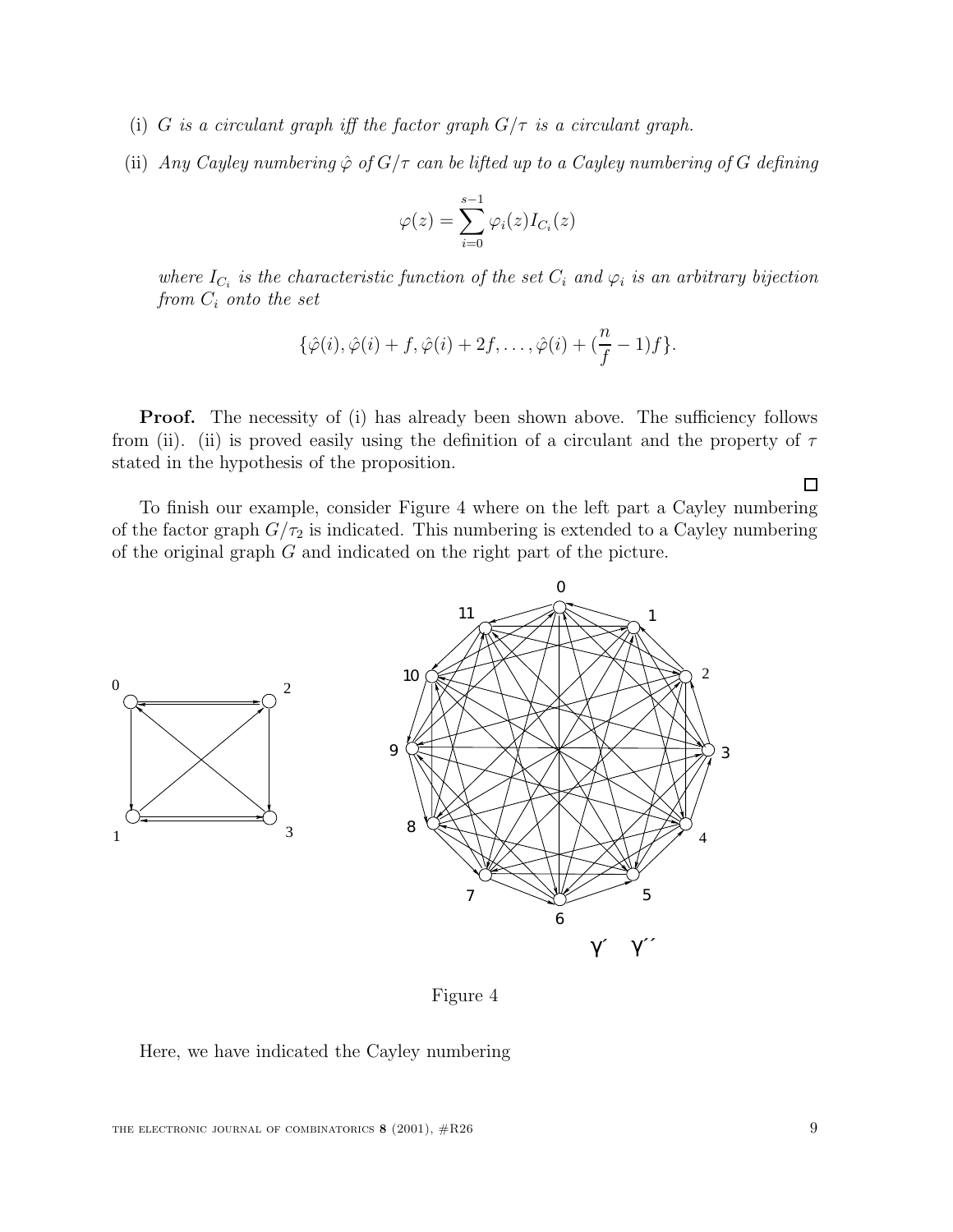(i) *$G$ is a circulant graph iff the factor graph $G/\tau$ is a circulant graph.*

(ii) *Any Cayley numbering $\hat{\varphi}$ of $G/\tau$ can be lifted up to a Cayley numbering of $G$ defining*

$$\varphi(z) = \sum_{i=0}^{s-1} \varphi_i(z) I_{C_i}(z)$$

*where $I_{C_i}$ is the characteristic function of the set $C_i$ and $\varphi_i$ is an arbitrary bijection from $C_i$ onto the set*

$$\{\hat{\varphi}(i), \hat{\varphi}(i) + f, \hat{\varphi}(i) + 2f, \ldots, \hat{\varphi}(i) + (\frac{n}{f} - 1)f\}.$$

**Proof.** The necessity of (i) has already been shown above. The sufficiency follows from (ii). (ii) is proved easily using the definition of a circulant and the property of $\tau$ stated in the hypothesis of the proposition.

□

To finish our example, consider Figure 4 where on the left part a Cayley numbering of the factor graph $G/\tau_2$ is indicated. This numbering is extended to a Cayley numbering of the original graph $G$ and indicated on the right part of the picture.

Figure 4

Here, we have indicated the Cayley numbering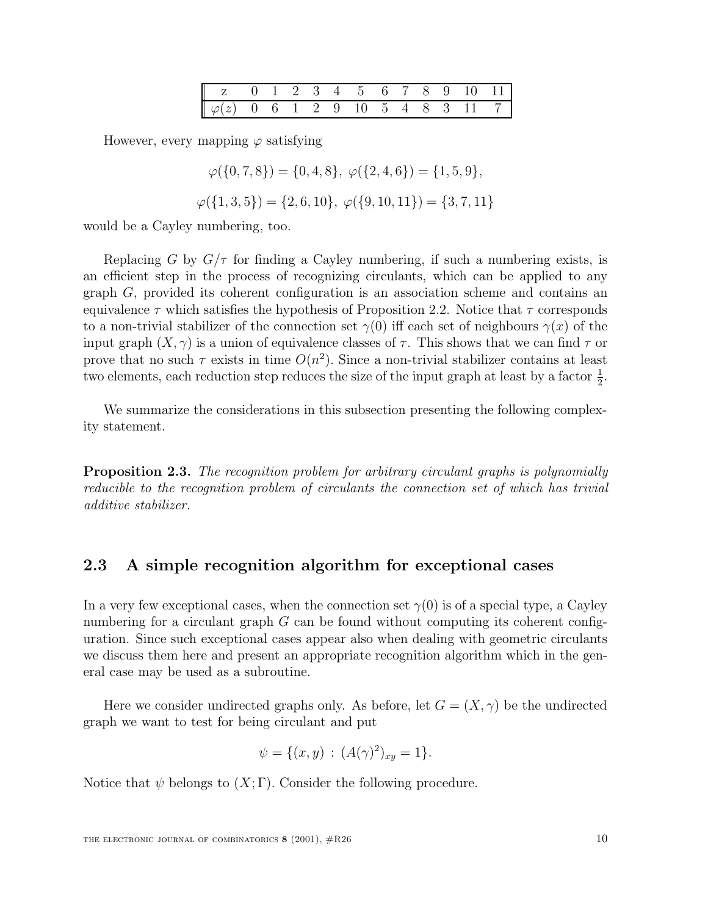| z | 0 | 1 | 2 | 3 | 4 | 5 | 6 | 7 | 8 | 9 | 10 | 11 |
|---|---|---|---|---|---|---|---|---|---|---|---|---|
| $\varphi(z)$ | 0 | 6 | 1 | 2 | 9 | 10 | 5 | 4 | 8 | 3 | 11 | 7 |

However, every mapping $\varphi$ satisfying

$$\varphi(\{0,7,8\}) = \{0,4,8\},\ \varphi(\{2,4,6\}) = \{1,5,9\},$$

$$\varphi(\{1,3,5\}) = \{2,6,10\},\ \varphi(\{9,10,11\}) = \{3,7,11\}$$

would be a Cayley numbering, too.

Replacing $G$ by $G/\tau$ for finding a Cayley numbering, if such a numbering exists, is an efficient step in the process of recognizing circulants, which can be applied to any graph $G$, provided its coherent configuration is an association scheme and contains an equivalence $\tau$ which satisfies the hypothesis of Proposition 2.2. Notice that $\tau$ corresponds to a non-trivial stabilizer of the connection set $\gamma(0)$ iff each set of neighbours $\gamma(x)$ of the input graph $(X, \gamma)$ is a union of equivalence classes of $\tau$. This shows that we can find $\tau$ or prove that no such $\tau$ exists in time $O(n^2)$. Since a non-trivial stabilizer contains at least two elements, each reduction step reduces the size of the input graph at least by a factor $\frac{1}{2}$.

We summarize the considerations in this subsection presenting the following complexity statement.

**Proposition 2.3.** *The recognition problem for arbitrary circulant graphs is polynomially reducible to the recognition problem of circulants the connection set of which has trivial additive stabilizer.*

## 2.3 A simple recognition algorithm for exceptional cases

In a very few exceptional cases, when the connection set $\gamma(0)$ is of a special type, a Cayley numbering for a circulant graph $G$ can be found without computing its coherent configuration. Since such exceptional cases appear also when dealing with geometric circulants we discuss them here and present an appropriate recognition algorithm which in the general case may be used as a subroutine.

Here we consider undirected graphs only. As before, let $G = (X, \gamma)$ be the undirected graph we want to test for being circulant and put

$$\psi = \{(x, y) \,:\, (A(\gamma)^2)_{xy} = 1\}.$$

Notice that $\psi$ belongs to $(X; \Gamma)$. Consider the following procedure.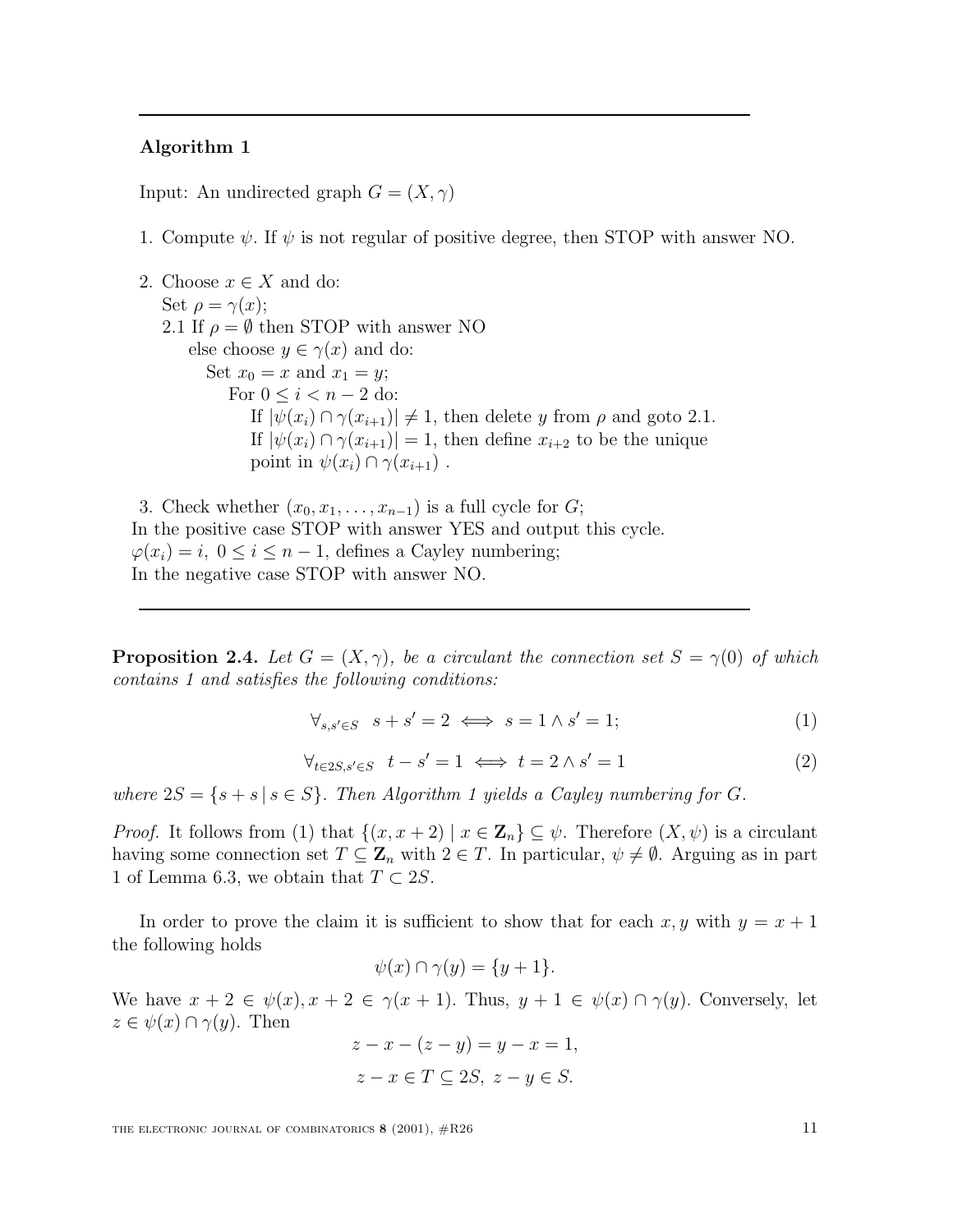---

**Algorithm 1**

Input: An undirected graph $G = (X, \gamma)$

1. Compute $\psi$. If $\psi$ is not regular of positive degree, then STOP with answer NO.

2. Choose $x \in X$ and do:
   Set $\rho = \gamma(x)$;
   2.1 If $\rho = \emptyset$ then STOP with answer NO
      else choose $y \in \gamma(x)$ and do:
         Set $x_0 = x$ and $x_1 = y$;
            For $0 \leq i < n-2$ do:
               If $|\psi(x_i) \cap \gamma(x_{i+1})| \neq 1$, then delete $y$ from $\rho$ and goto 2.1.
               If $|\psi(x_i) \cap \gamma(x_{i+1})| = 1$, then define $x_{i+2}$ to be the unique point in $\psi(x_i) \cap \gamma(x_{i+1})$ .

3. Check whether $(x_0, x_1, \ldots, x_{n-1})$ is a full cycle for $G$;
In the positive case STOP with answer YES and output this cycle.
$\varphi(x_i) = i,\ 0 \leq i \leq n-1$, defines a Cayley numbering;
In the negative case STOP with answer NO.

---

**Proposition 2.4.** *Let $G = (X, \gamma)$, be a circulant the connection set $S = \gamma(0)$ of which contains 1 and satisfies the following conditions:*

$$\forall_{s,s' \in S} \quad s + s' = 2 \iff s = 1 \wedge s' = 1; \tag{1}$$

$$\forall_{t \in 2S, s' \in S} \quad t - s' = 1 \iff t = 2 \wedge s' = 1 \tag{2}$$

*where $2S = \{s + s \mid s \in S\}$. Then Algorithm 1 yields a Cayley numbering for $G$.*

*Proof.* It follows from (1) that $\{(x, x+2) \mid x \in \mathbf{Z}_n\} \subseteq \psi$. Therefore $(X, \psi)$ is a circulant having some connection set $T \subseteq \mathbf{Z}_n$ with $2 \in T$. In particular, $\psi \neq \emptyset$. Arguing as in part 1 of Lemma 6.3, we obtain that $T \subset 2S$.

In order to prove the claim it is sufficient to show that for each $x, y$ with $y = x + 1$ the following holds

$$\psi(x) \cap \gamma(y) = \{y + 1\}.$$

We have $x + 2 \in \psi(x), x + 2 \in \gamma(x + 1)$. Thus, $y + 1 \in \psi(x) \cap \gamma(y)$. Conversely, let $z \in \psi(x) \cap \gamma(y)$. Then

$$z - x - (z - y) = y - x = 1,$$

$$z - x \in T \subseteq 2S,\ z - y \in S.$$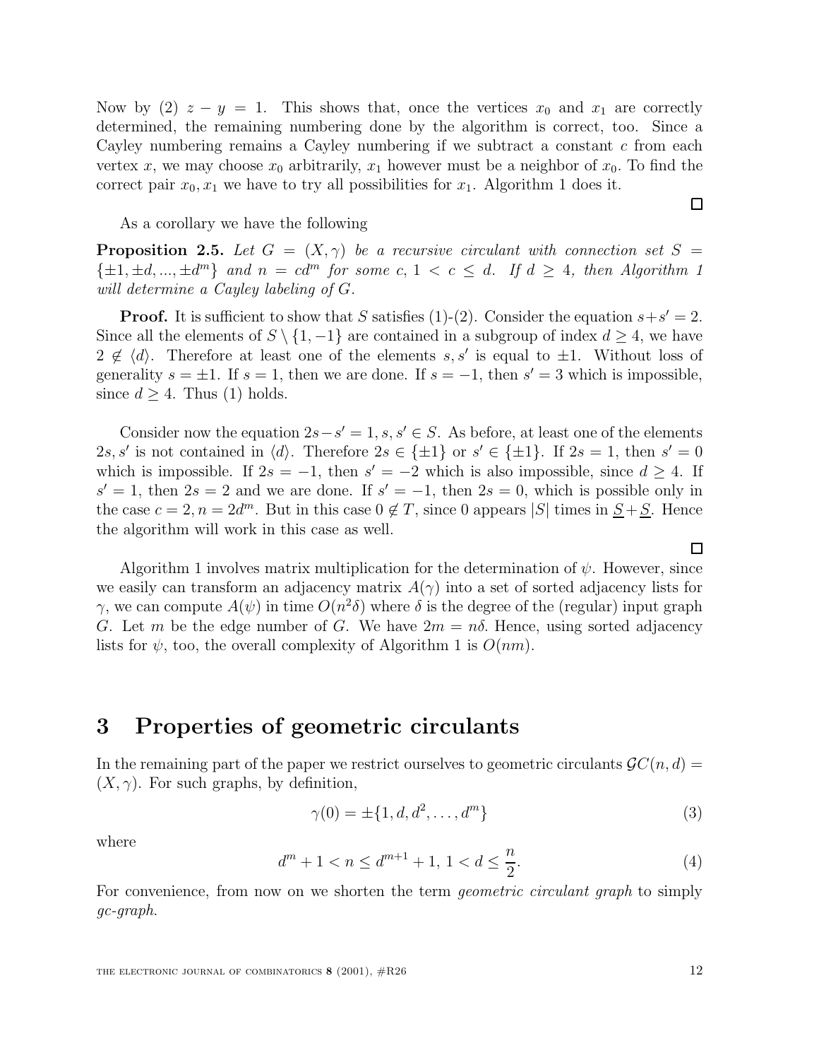Now by (2) $z - y = 1$. This shows that, once the vertices $x_0$ and $x_1$ are correctly determined, the remaining numbering done by the algorithm is correct, too. Since a Cayley numbering remains a Cayley numbering if we subtract a constant $c$ from each vertex $x$, we may choose $x_0$ arbitrarily, $x_1$ however must be a neighbor of $x_0$. To find the correct pair $x_0, x_1$ we have to try all possibilities for $x_1$. Algorithm 1 does it. □

As a corollary we have the following

**Proposition 2.5.** *Let $G = (X, \gamma)$ be a recursive circulant with connection set $S = \{\pm 1, \pm d, ..., \pm d^m\}$ and $n = cd^m$ for some $c$, $1 < c \leq d$. If $d \geq 4$, then Algorithm 1 will determine a Cayley labeling of $G$.*

**Proof.** It is sufficient to show that $S$ satisfies (1)-(2). Consider the equation $s + s' = 2$. Since all the elements of $S \setminus \{1, -1\}$ are contained in a subgroup of index $d \geq 4$, we have $2 \notin \langle d \rangle$. Therefore at least one of the elements $s, s'$ is equal to $\pm 1$. Without loss of generality $s = \pm 1$. If $s = 1$, then we are done. If $s = -1$, then $s' = 3$ which is impossible, since $d \geq 4$. Thus (1) holds.

Consider now the equation $2s - s' = 1$, $s, s' \in S$. As before, at least one of the elements $2s, s'$ is not contained in $\langle d \rangle$. Therefore $2s \in \{\pm 1\}$ or $s' \in \{\pm 1\}$. If $2s = 1$, then $s' = 0$ which is impossible. If $2s = -1$, then $s' = -2$ which is also impossible, since $d \geq 4$. If $s' = 1$, then $2s = 2$ and we are done. If $s' = -1$, then $2s = 0$, which is possible only in the case $c = 2, n = 2d^m$. But in this case $0 \notin T$, since 0 appears $|S|$ times in $\underline{S} + \underline{S}$. Hence the algorithm will work in this case as well. □

Algorithm 1 involves matrix multiplication for the determination of $\psi$. However, since we easily can transform an adjacency matrix $A(\gamma)$ into a set of sorted adjacency lists for $\gamma$, we can compute $A(\psi)$ in time $O(n^2\delta)$ where $\delta$ is the degree of the (regular) input graph $G$. Let $m$ be the edge number of $G$. We have $2m = n\delta$. Hence, using sorted adjacency lists for $\psi$, too, the overall complexity of Algorithm 1 is $O(nm)$.

# 3 Properties of geometric circulants

In the remaining part of the paper we restrict ourselves to geometric circulants $\mathcal{GC}(n, d) = (X, \gamma)$. For such graphs, by definition,

$$\gamma(0) = \pm\{1, d, d^2, \ldots, d^m\} \tag{3}$$

where

$$d^m + 1 < n \leq d^{m+1} + 1, \; 1 < d \leq \frac{n}{2}. \tag{4}$$

For convenience, from now on we shorten the term *geometric circulant graph* to simply *gc-graph*.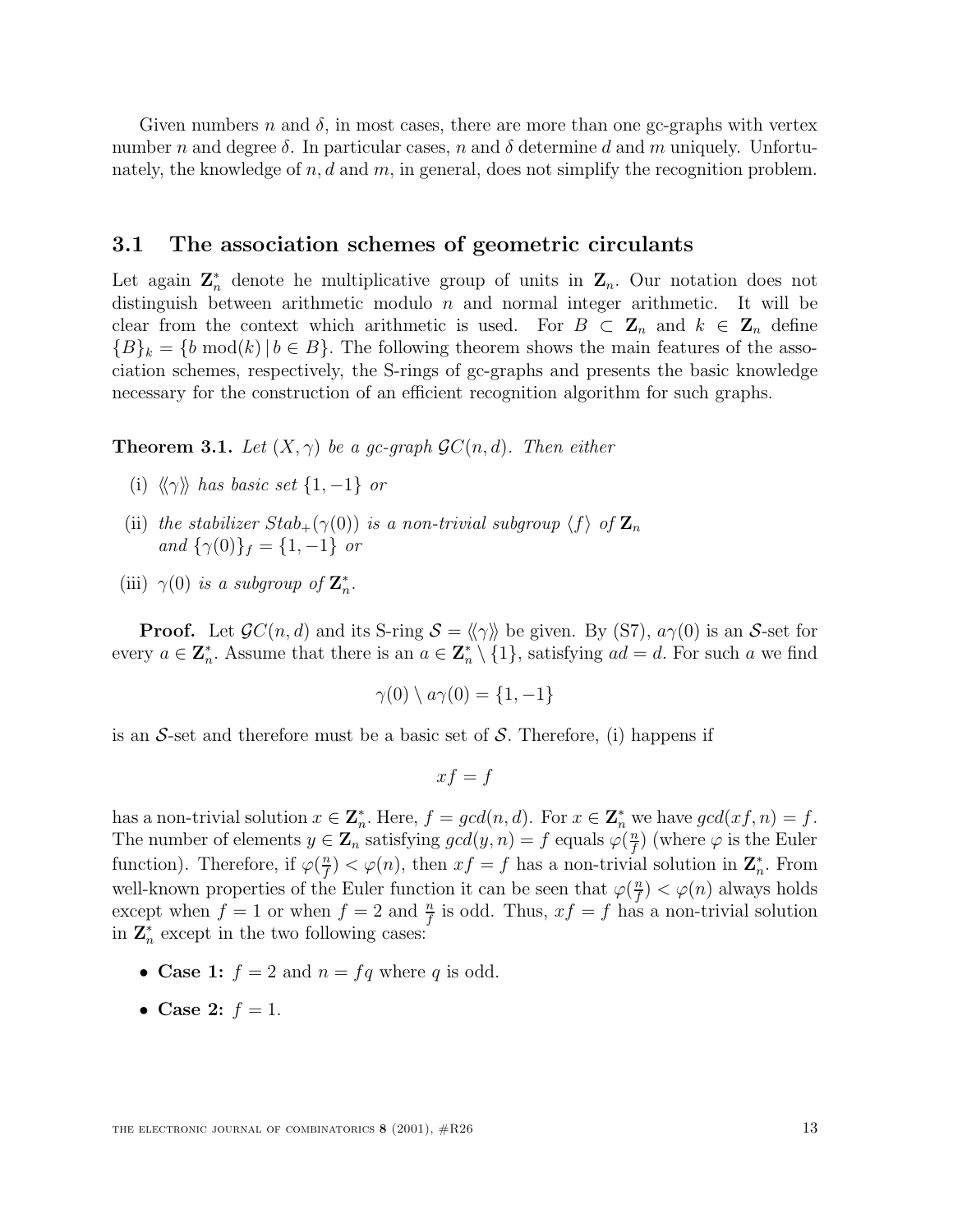Given numbers $n$ and $\delta$, in most cases, there are more than one gc-graphs with vertex number $n$ and degree $\delta$. In particular cases, $n$ and $\delta$ determine $d$ and $m$ uniquely. Unfortunately, the knowledge of $n, d$ and $m$, in general, does not simplify the recognition problem.

## 3.1 The association schemes of geometric circulants

Let again $\mathbf{Z}_n^*$ denote he multiplicative group of units in $\mathbf{Z}_n$. Our notation does not distinguish between arithmetic modulo $n$ and normal integer arithmetic. It will be clear from the context which arithmetic is used. For $B \subset \mathbf{Z}_n$ and $k \in \mathbf{Z}_n$ define $\{B\}_k = \{b \bmod(k) \mid b \in B\}$. The following theorem shows the main features of the association schemes, respectively, the S-rings of gc-graphs and presents the basic knowledge necessary for the construction of an efficient recognition algorithm for such graphs.

**Theorem 3.1.** *Let $(X, \gamma)$ be a gc-graph $\mathcal{GC}(n, d)$. Then either*

(i) *$\langle\langle\gamma\rangle\rangle$ has basic set $\{1, -1\}$ or*

(ii) *the stabilizer $Stab_+(\gamma(0))$ is a non-trivial subgroup $\langle f\rangle$ of $\mathbf{Z}_n$ and $\{\gamma(0)\}_f = \{1, -1\}$ or*

(iii) *$\gamma(0)$ is a subgroup of $\mathbf{Z}_n^*$.*

**Proof.** Let $\mathcal{GC}(n, d)$ and its S-ring $\mathcal{S} = \langle\langle\gamma\rangle\rangle$ be given. By (S7), $a\gamma(0)$ is an $\mathcal{S}$-set for every $a \in \mathbf{Z}_n^*$. Assume that there is an $a \in \mathbf{Z}_n^* \setminus \{1\}$, satisfying $ad = d$. For such $a$ we find

$$\gamma(0) \setminus a\gamma(0) = \{1, -1\}$$

is an $\mathcal{S}$-set and therefore must be a basic set of $\mathcal{S}$. Therefore, (i) happens if

$$xf = f$$

has a non-trivial solution $x \in \mathbf{Z}_n^*$. Here, $f = gcd(n, d)$. For $x \in \mathbf{Z}_n^*$ we have $gcd(xf, n) = f$. The number of elements $y \in \mathbf{Z}_n$ satisfying $gcd(y, n) = f$ equals $\varphi(\frac{n}{f})$ (where $\varphi$ is the Euler function). Therefore, if $\varphi(\frac{n}{f}) < \varphi(n)$, then $xf = f$ has a non-trivial solution in $\mathbf{Z}_n^*$. From well-known properties of the Euler function it can be seen that $\varphi(\frac{n}{f}) < \varphi(n)$ always holds except when $f = 1$ or when $f = 2$ and $\frac{n}{f}$ is odd. Thus, $xf = f$ has a non-trivial solution in $\mathbf{Z}_n^*$ except in the two following cases:

- **Case 1:** $f = 2$ and $n = fq$ where $q$ is odd.
- **Case 2:** $f = 1$.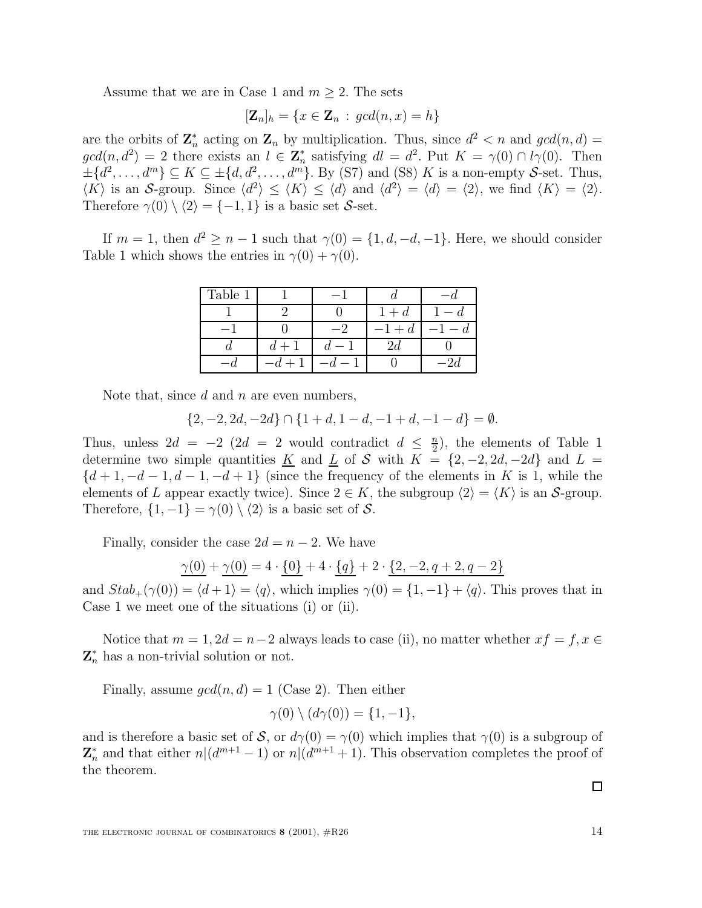Assume that we are in Case 1 and $m \geq 2$. The sets

$$[\mathbf{Z}_n]_h = \{x \in \mathbf{Z}_n \,:\, gcd(n,x) = h\}$$

are the orbits of $\mathbf{Z}_n^*$ acting on $\mathbf{Z}_n$ by multiplication. Thus, since $d^2 < n$ and $gcd(n,d) = gcd(n,d^2) = 2$ there exists an $l \in \mathbf{Z}_n^*$ satisfying $dl = d^2$. Put $K = \gamma(0) \cap l\gamma(0)$. Then $\pm\{d^2, \ldots, d^m\} \subseteq K \subseteq \pm\{d, d^2, \ldots, d^m\}$. By (S7) and (S8) $K$ is a non-empty $\mathcal{S}$-set. Thus, $\langle K \rangle$ is an $\mathcal{S}$-group. Since $\langle d^2 \rangle \leq \langle K \rangle \leq \langle d \rangle$ and $\langle d^2 \rangle = \langle d \rangle = \langle 2 \rangle$, we find $\langle K \rangle = \langle 2 \rangle$. Therefore $\gamma(0) \setminus \langle 2 \rangle = \{-1, 1\}$ is a basic set $\mathcal{S}$-set.

If $m = 1$, then $d^2 \geq n - 1$ such that $\gamma(0) = \{1, d, -d, -1\}$. Here, we should consider Table 1 which shows the entries in $\gamma(0) + \gamma(0)$.

| Table 1 | $1$ | $-1$ | $d$ | $-d$ |
|---|---|---|---|---|
| $1$ | $2$ | $0$ | $1+d$ | $1-d$ |
| $-1$ | $0$ | $-2$ | $-1+d$ | $-1-d$ |
| $d$ | $d+1$ | $d-1$ | $2d$ | $0$ |
| $-d$ | $-d+1$ | $-d-1$ | $0$ | $-2d$ |

Note that, since $d$ and $n$ are even numbers,

$$\{2, -2, 2d, -2d\} \cap \{1+d, 1-d, -1+d, -1-d\} = \emptyset.$$

Thus, unless $2d = -2$ ($2d = 2$ would contradict $d \leq \frac{n}{2}$), the elements of Table 1 determine two simple quantities $\underline{K}$ and $\underline{L}$ of $\mathcal{S}$ with $K = \{2, -2, 2d, -2d\}$ and $L = \{d+1, -d-1, d-1, -d+1\}$ (since the frequency of the elements in $K$ is 1, while the elements of $L$ appear exactly twice). Since $2 \in K$, the subgroup $\langle 2 \rangle = \langle K \rangle$ is an $\mathcal{S}$-group. Therefore, $\{1, -1\} = \gamma(0) \setminus \langle 2 \rangle$ is a basic set of $\mathcal{S}$.

Finally, consider the case $2d = n - 2$. We have

$$\underline{\gamma(0)} + \underline{\gamma(0)} = 4 \cdot \underline{\{0\}} + 4 \cdot \underline{\{q\}} + 2 \cdot \underline{\{2, -2, q+2, q-2\}}$$

and $Stab_+(\gamma(0)) = \langle d+1 \rangle = \langle q \rangle$, which implies $\gamma(0) = \{1, -1\} + \langle q \rangle$. This proves that in Case 1 we meet one of the situations (i) or (ii).

Notice that $m = 1, 2d = n-2$ always leads to case (ii), no matter whether $xf = f, x \in \mathbf{Z}_n^*$ has a non-trivial solution or not.

Finally, assume $gcd(n,d) = 1$ (Case 2). Then either

$$\gamma(0) \setminus (d\gamma(0)) = \{1, -1\},$$

and is therefore a basic set of $\mathcal{S}$, or $d\gamma(0) = \gamma(0)$ which implies that $\gamma(0)$ is a subgroup of $\mathbf{Z}_n^*$ and that either $n|(d^{m+1} - 1)$ or $n|(d^{m+1} + 1)$. This observation completes the proof of the theorem.

□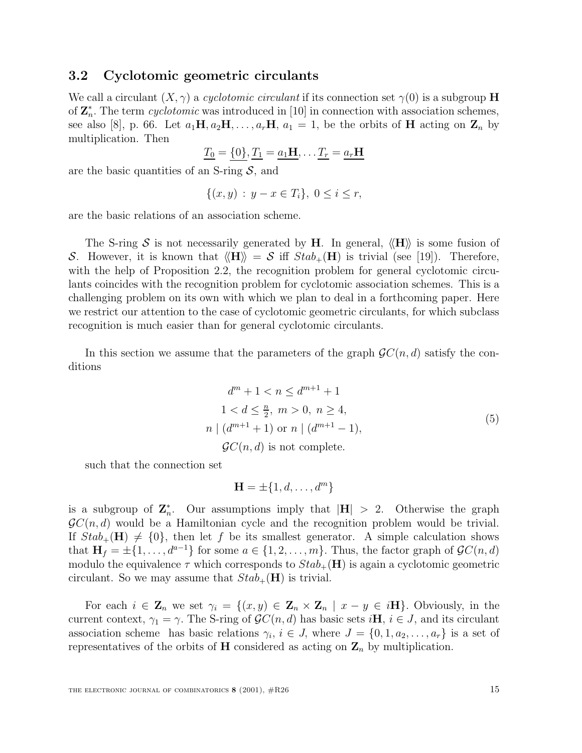### 3.2 Cyclotomic geometric circulants

We call a circulant $(X, \gamma)$ a *cyclotomic circulant* if its connection set $\gamma(0)$ is a subgroup $\mathbf{H}$ of $\mathbf{Z}_n^*$. The term *cyclotomic* was introduced in [10] in connection with association schemes, see also [8], p. 66. Let $a_1\mathbf{H}, a_2\mathbf{H}, \ldots, a_r\mathbf{H}$, $a_1 = 1$, be the orbits of $\mathbf{H}$ acting on $\mathbf{Z}_n$ by multiplication. Then

$$\underline{T_0} = \underline{\{0\}}, \underline{T_1} = \underline{a_1\mathbf{H}}, \ldots \underline{T_r} = \underline{a_r\mathbf{H}}$$

are the basic quantities of an S-ring $\mathcal{S}$, and

$$\{(x, y) \,:\, y - x \in T_i\},\ 0 \le i \le r,$$

are the basic relations of an association scheme.

The S-ring $\mathcal{S}$ is not necessarily generated by $\mathbf{H}$. In general, $\langle\!\langle \mathbf{H} \rangle\!\rangle$ is some fusion of $\mathcal{S}$. However, it is known that $\langle\!\langle \mathbf{H} \rangle\!\rangle = \mathcal{S}$ iff $Stab_+(\mathbf{H})$ is trivial (see [19]). Therefore, with the help of Proposition 2.2, the recognition problem for general cyclotomic circulants coincides with the recognition problem for cyclotomic association schemes. This is a challenging problem on its own with which we plan to deal in a forthcoming paper. Here we restrict our attention to the case of cyclotomic geometric circulants, for which subclass recognition is much easier than for general cyclotomic circulants.

In this section we assume that the parameters of the graph $\mathcal{GC}(n, d)$ satisfy the conditions

$$\begin{gathered} d^m + 1 < n \le d^{m+1} + 1 \\ 1 < d \le \tfrac{n}{2},\ m > 0,\ n \ge 4, \\ n \mid (d^{m+1} + 1) \text{ or } n \mid (d^{m+1} - 1), \\ \mathcal{GC}(n, d) \text{ is not complete.} \end{gathered} \tag{5}$$

such that the connection set

$$\mathbf{H} = \pm\{1, d, \ldots, d^m\}$$

is a subgroup of $\mathbf{Z}_n^*$. Our assumptions imply that $|\mathbf{H}| > 2$. Otherwise the graph $\mathcal{GC}(n, d)$ would be a Hamiltonian cycle and the recognition problem would be trivial. If $Stab_+(\mathbf{H}) \neq \{0\}$, then let $f$ be its smallest generator. A simple calculation shows that $\mathbf{H}_f = \pm\{1, \ldots, d^{a-1}\}$ for some $a \in \{1, 2, \ldots, m\}$. Thus, the factor graph of $\mathcal{GC}(n, d)$ modulo the equivalence $\tau$ which corresponds to $Stab_+(\mathbf{H})$ is again a cyclotomic geometric circulant. So we may assume that $Stab_+(\mathbf{H})$ is trivial.

For each $i \in \mathbf{Z}_n$ we set $\gamma_i = \{(x, y) \in \mathbf{Z}_n \times \mathbf{Z}_n \mid x - y \in i\mathbf{H}\}$. Obviously, in the current context, $\gamma_1 = \gamma$. The S-ring of $\mathcal{GC}(n, d)$ has basic sets $i\mathbf{H}$, $i \in J$, and its circulant association scheme has basic relations $\gamma_i$, $i \in J$, where $J = \{0, 1, a_2, \ldots, a_r\}$ is a set of representatives of the orbits of $\mathbf{H}$ considered as acting on $\mathbf{Z}_n$ by multiplication.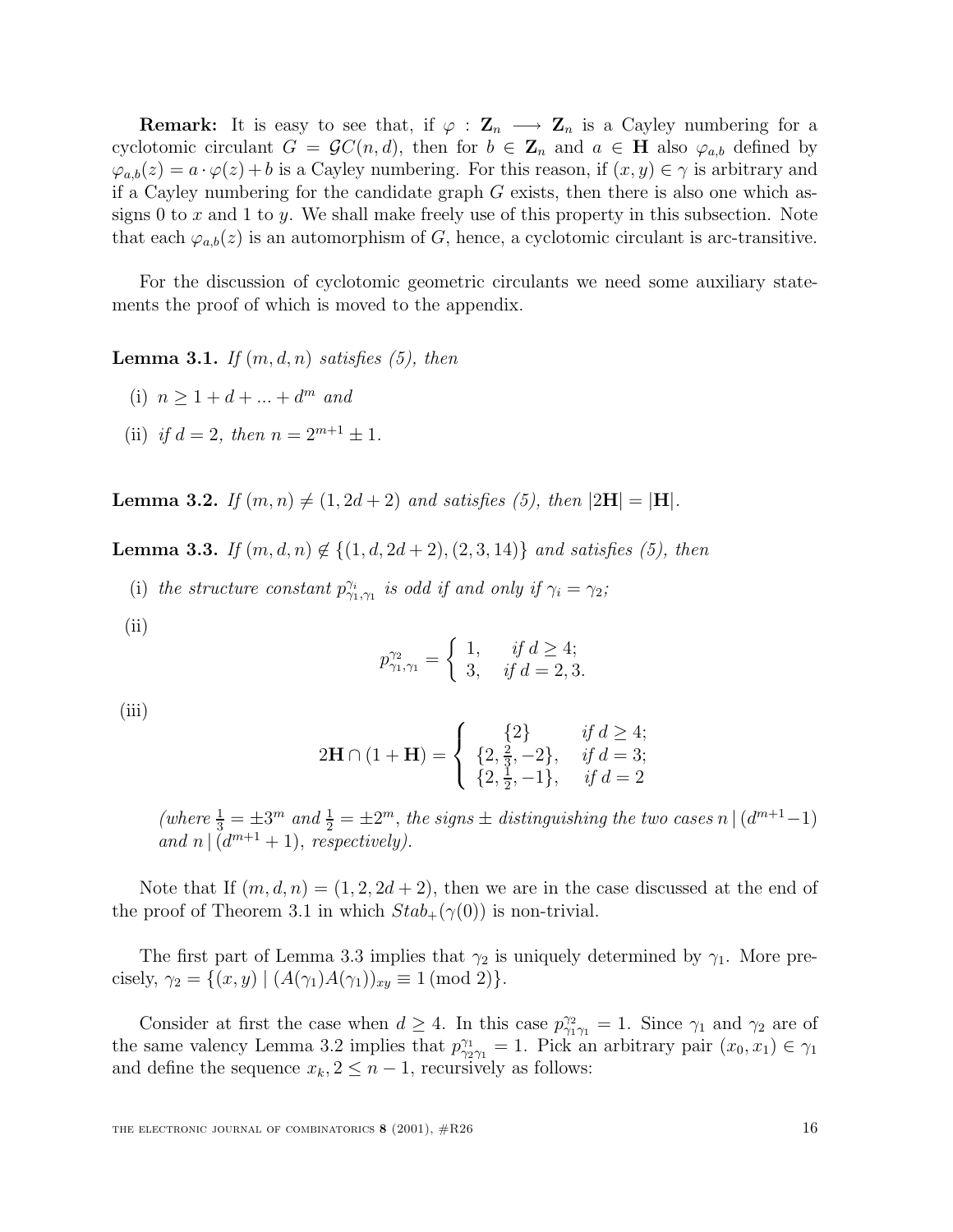**Remark:** It is easy to see that, if $\varphi : \mathbf{Z}_n \longrightarrow \mathbf{Z}_n$ is a Cayley numbering for a cyclotomic circulant $G = \mathcal{G}C(n, d)$, then for $b \in \mathbf{Z}_n$ and $a \in \mathbf{H}$ also $\varphi_{a,b}$ defined by $\varphi_{a,b}(z) = a \cdot \varphi(z) + b$ is a Cayley numbering. For this reason, if $(x, y) \in \gamma$ is arbitrary and if a Cayley numbering for the candidate graph $G$ exists, then there is also one which assigns 0 to $x$ and 1 to $y$. We shall make freely use of this property in this subsection. Note that each $\varphi_{a,b}(z)$ is an automorphism of $G$, hence, a cyclotomic circulant is arc-transitive.

For the discussion of cyclotomic geometric circulants we need some auxiliary statements the proof of which is moved to the appendix.

**Lemma 3.1.** *If $(m, d, n)$ satisfies (5), then*

(i) *$n \geq 1 + d + ... + d^m$ and*

(ii) *if $d = 2$, then $n = 2^{m+1} \pm 1$.*

**Lemma 3.2.** *If $(m, n) \neq (1, 2d + 2)$ and satisfies (5), then $|2\mathbf{H}| = |\mathbf{H}|$.*

**Lemma 3.3.** *If $(m, d, n) \notin \{(1, d, 2d + 2), (2, 3, 14)\}$ and satisfies (5), then*

(i) *the structure constant $p^{\gamma_i}_{\gamma_1,\gamma_1}$ is odd if and only if $\gamma_i = \gamma_2$;*

(ii)

$$p^{\gamma_2}_{\gamma_1,\gamma_1} = \begin{cases} 1, & \text{if } d \geq 4; \\ 3, & \text{if } d = 2, 3. \end{cases}$$

(iii)

$$2\mathbf{H} \cap (1 + \mathbf{H}) = \begin{cases} \{2\} & \text{if } d \geq 4; \\ \{2, \frac{2}{3}, -2\}, & \text{if } d = 3; \\ \{2, \frac{1}{2}, -1\}, & \text{if } d = 2 \end{cases}$$

*(where $\frac{1}{3} = \pm 3^m$ and $\frac{1}{2} = \pm 2^m$, the signs $\pm$ distinguishing the two cases $n \,|\, (d^{m+1} - 1)$ and $n \,|\, (d^{m+1} + 1)$, respectively).*

Note that If $(m, d, n) = (1, 2, 2d + 2)$, then we are in the case discussed at the end of the proof of Theorem 3.1 in which $Stab_+(\gamma(0))$ is non-trivial.

The first part of Lemma 3.3 implies that $\gamma_2$ is uniquely determined by $\gamma_1$. More precisely, $\gamma_2 = \{(x, y) \mid (A(\gamma_1)A(\gamma_1))_{xy} \equiv 1 \,(\text{mod } 2)\}$.

Consider at first the case when $d \geq 4$. In this case $p^{\gamma_2}_{\gamma_1\gamma_1} = 1$. Since $\gamma_1$ and $\gamma_2$ are of the same valency Lemma 3.2 implies that $p^{\gamma_1}_{\gamma_2\gamma_1} = 1$. Pick an arbitrary pair $(x_0, x_1) \in \gamma_1$ and define the sequence $x_k, 2 \leq n - 1$, recursively as follows: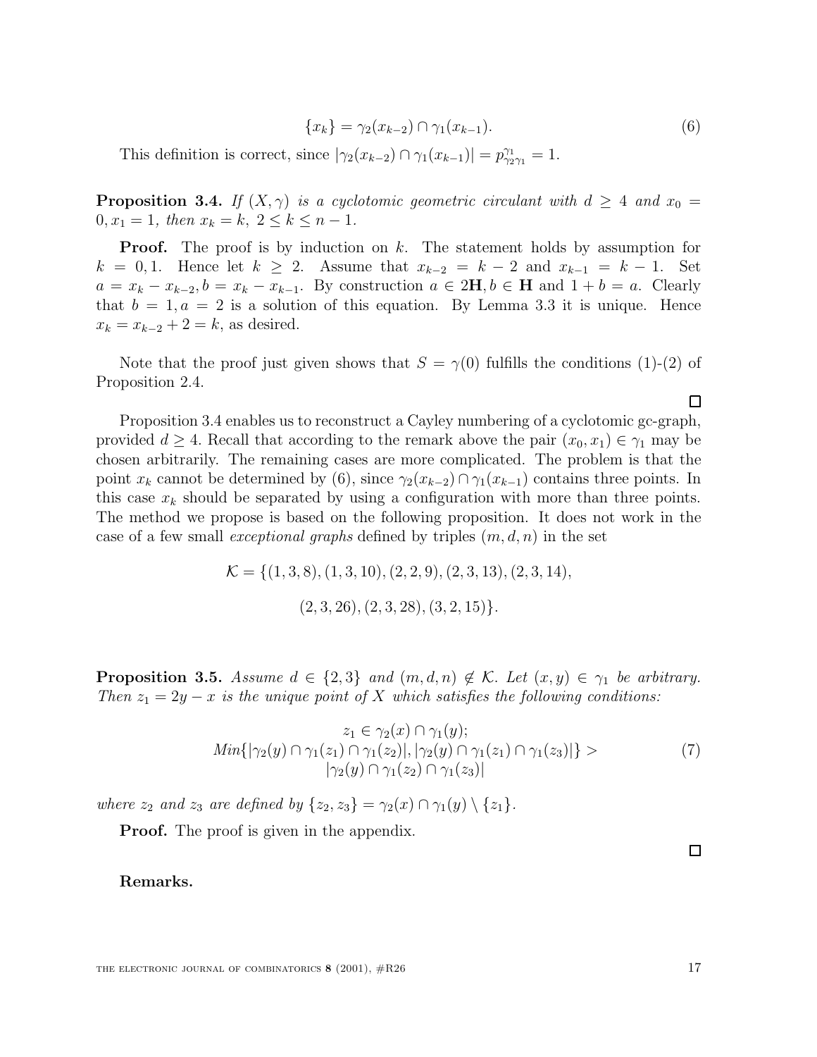$$\{x_k\} = \gamma_2(x_{k-2}) \cap \gamma_1(x_{k-1}). \tag{6}$$

This definition is correct, since $|\gamma_2(x_{k-2}) \cap \gamma_1(x_{k-1})| = p^{\gamma_1}_{\gamma_2\gamma_1} = 1$.

**Proposition 3.4.** *If $(X, \gamma)$ is a cyclotomic geometric circulant with $d \geq 4$ and $x_0 = 0, x_1 = 1$, then $x_k = k,\ 2 \leq k \leq n-1$.*

**Proof.** The proof is by induction on $k$. The statement holds by assumption for $k = 0, 1$. Hence let $k \geq 2$. Assume that $x_{k-2} = k-2$ and $x_{k-1} = k-1$. Set $a = x_k - x_{k-2}, b = x_k - x_{k-1}$. By construction $a \in 2\mathbf{H}, b \in \mathbf{H}$ and $1 + b = a$. Clearly that $b = 1, a = 2$ is a solution of this equation. By Lemma 3.3 it is unique. Hence $x_k = x_{k-2} + 2 = k$, as desired.

Note that the proof just given shows that $S = \gamma(0)$ fulfills the conditions (1)-(2) of Proposition 2.4.

□

Proposition 3.4 enables us to reconstruct a Cayley numbering of a cyclotomic gc-graph, provided $d \geq 4$. Recall that according to the remark above the pair $(x_0, x_1) \in \gamma_1$ may be chosen arbitrarily. The remaining cases are more complicated. The problem is that the point $x_k$ cannot be determined by (6), since $\gamma_2(x_{k-2}) \cap \gamma_1(x_{k-1})$ contains three points. In this case $x_k$ should be separated by using a configuration with more than three points. The method we propose is based on the following proposition. It does not work in the case of a few small *exceptional graphs* defined by triples $(m, d, n)$ in the set

$$\mathcal{K} = \{(1,3,8), (1,3,10), (2,2,9), (2,3,13), (2,3,14),$$
$$(2,3,26), (2,3,28), (3,2,15)\}.$$

**Proposition 3.5.** *Assume $d \in \{2, 3\}$ and $(m, d, n) \notin \mathcal{K}$. Let $(x, y) \in \gamma_1$ be arbitrary. Then $z_1 = 2y - x$ is the unique point of $X$ which satisfies the following conditions:*

$$\begin{gathered} z_1 \in \gamma_2(x) \cap \gamma_1(y); \\ Min\{|\gamma_2(y) \cap \gamma_1(z_1) \cap \gamma_1(z_2)|, |\gamma_2(y) \cap \gamma_1(z_1) \cap \gamma_1(z_3)|\} > \\ |\gamma_2(y) \cap \gamma_1(z_2) \cap \gamma_1(z_3)| \end{gathered} \tag{7}$$

*where $z_2$ and $z_3$ are defined by $\{z_2, z_3\} = \gamma_2(x) \cap \gamma_1(y) \setminus \{z_1\}$.*

**Proof.** The proof is given in the appendix.

□

**Remarks.**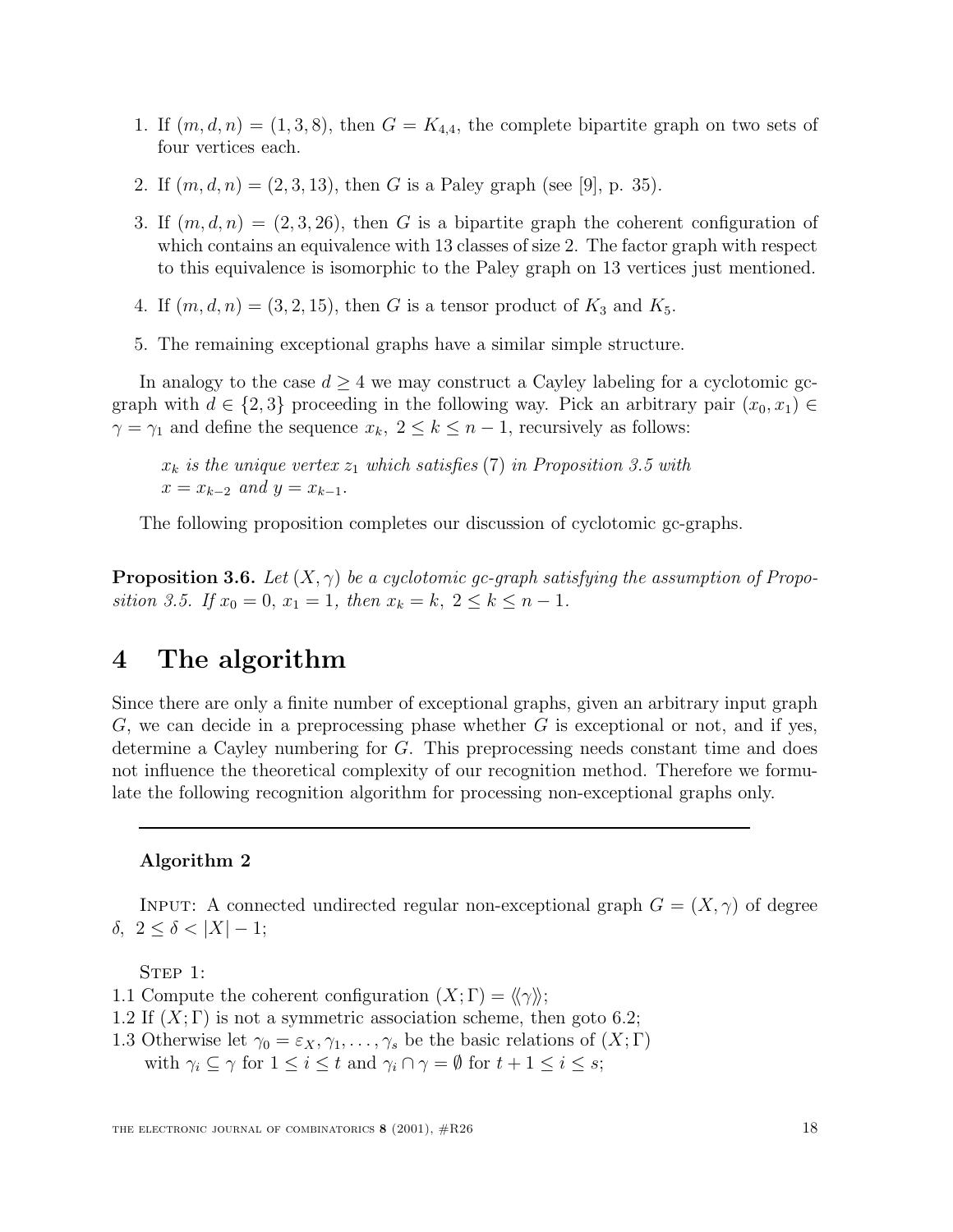1. If $(m, d, n) = (1, 3, 8)$, then $G = K_{4,4}$, the complete bipartite graph on two sets of four vertices each.
2. If $(m, d, n) = (2, 3, 13)$, then $G$ is a Paley graph (see [9], p. 35).
3. If $(m, d, n) = (2, 3, 26)$, then $G$ is a bipartite graph the coherent configuration of which contains an equivalence with 13 classes of size 2. The factor graph with respect to this equivalence is isomorphic to the Paley graph on 13 vertices just mentioned.
4. If $(m, d, n) = (3, 2, 15)$, then $G$ is a tensor product of $K_3$ and $K_5$.
5. The remaining exceptional graphs have a similar simple structure.

In analogy to the case $d \geq 4$ we may construct a Cayley labeling for a cyclotomic gc-graph with $d \in \{2, 3\}$ proceeding in the following way. Pick an arbitrary pair $(x_0, x_1) \in \gamma = \gamma_1$ and define the sequence $x_k,\ 2 \leq k \leq n-1$, recursively as follows:

> *$x_k$ is the unique vertex $z_1$ which satisfies* (7) *in Proposition 3.5 with $x = x_{k-2}$ and $y = x_{k-1}$.*

The following proposition completes our discussion of cyclotomic gc-graphs.

**Proposition 3.6.** *Let $(X, \gamma)$ be a cyclotomic gc-graph satisfying the assumption of Proposition 3.5. If $x_0 = 0$, $x_1 = 1$, then $x_k = k$, $2 \leq k \leq n-1$.*

# 4 The algorithm

Since there are only a finite number of exceptional graphs, given an arbitrary input graph $G$, we can decide in a preprocessing phase whether $G$ is exceptional or not, and if yes, determine a Cayley numbering for $G$. This preprocessing needs constant time and does not influence the theoretical complexity of our recognition method. Therefore we formulate the following recognition algorithm for processing non-exceptional graphs only.

---

**Algorithm 2**

Input: A connected undirected regular non-exceptional graph $G = (X, \gamma)$ of degree $\delta,\ 2 \leq \delta < |X| - 1$;

Step 1:

1.1 Compute the coherent configuration $(X; \Gamma) = \langle\langle \gamma \rangle\rangle$;

1.2 If $(X; \Gamma)$ is not a symmetric association scheme, then goto 6.2;

1.3 Otherwise let $\gamma_0 = \varepsilon_X, \gamma_1, \ldots, \gamma_s$ be the basic relations of $(X; \Gamma)$ with $\gamma_i \subseteq \gamma$ for $1 \leq i \leq t$ and $\gamma_i \cap \gamma = \emptyset$ for $t + 1 \leq i \leq s$;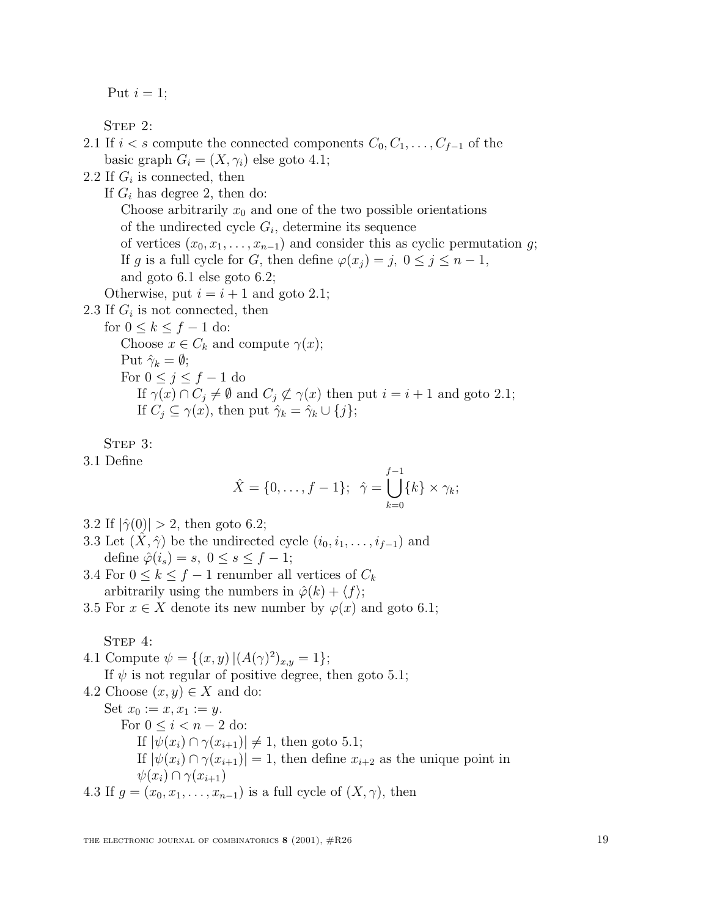Put $i = 1$;

Step 2:

2.1 If $i < s$ compute the connected components $C_0, C_1, \ldots, C_{f-1}$ of the basic graph $G_i = (X, \gamma_i)$ else goto 4.1;

2.2 If $G_i$ is connected, then
  If $G_i$ has degree 2, then do:
    Choose arbitrarily $x_0$ and one of the two possible orientations of the undirected cycle $G_i$, determine its sequence of vertices $(x_0, x_1, \ldots, x_{n-1})$ and consider this as cyclic permutation $g$;
    If $g$ is a full cycle for $G$, then define $\varphi(x_j) = j,\ 0 \leq j \leq n-1$, and goto 6.1 else goto 6.2;
  Otherwise, put $i = i + 1$ and goto 2.1;

2.3 If $G_i$ is not connected, then
  for $0 \leq k \leq f - 1$ do:
    Choose $x \in C_k$ and compute $\gamma(x)$;
    Put $\hat{\gamma}_k = \emptyset$;
    For $0 \leq j \leq f - 1$ do
      If $\gamma(x) \cap C_j \neq \emptyset$ and $C_j \not\subseteq \gamma(x)$ then put $i = i + 1$ and goto 2.1;
      If $C_j \subseteq \gamma(x)$, then put $\hat{\gamma}_k = \hat{\gamma}_k \cup \{j\}$;

Step 3:

3.1 Define

$$\hat{X} = \{0, \ldots, f-1\};\ \ \hat{\gamma} = \bigcup_{k=0}^{f-1} \{k\} \times \gamma_k;$$

3.2 If $|\hat{\gamma}(0)| > 2$, then goto 6.2;

3.3 Let $(\hat{X}, \hat{\gamma})$ be the undirected cycle $(i_0, i_1, \ldots, i_{f-1})$ and define $\hat{\varphi}(i_s) = s,\ 0 \leq s \leq f - 1$;

3.4 For $0 \leq k \leq f - 1$ renumber all vertices of $C_k$ arbitrarily using the numbers in $\hat{\varphi}(k) + \langle f \rangle$;

3.5 For $x \in X$ denote its new number by $\varphi(x)$ and goto 6.1;

Step 4:

4.1 Compute $\psi = \{(x, y) \,|\, (A(\gamma)^2)_{x,y} = 1\}$;
  If $\psi$ is not regular of positive degree, then goto 5.1;

4.2 Choose $(x, y) \in X$ and do:
  Set $x_0 := x, x_1 := y$.
    For $0 \leq i < n - 2$ do:
      If $|\psi(x_i) \cap \gamma(x_{i+1})| \neq 1$, then goto 5.1;
      If $|\psi(x_i) \cap \gamma(x_{i+1})| = 1$, then define $x_{i+2}$ as the unique point in $\psi(x_i) \cap \gamma(x_{i+1})$

4.3 If $g = (x_0, x_1, \ldots, x_{n-1})$ is a full cycle of $(X, \gamma)$, then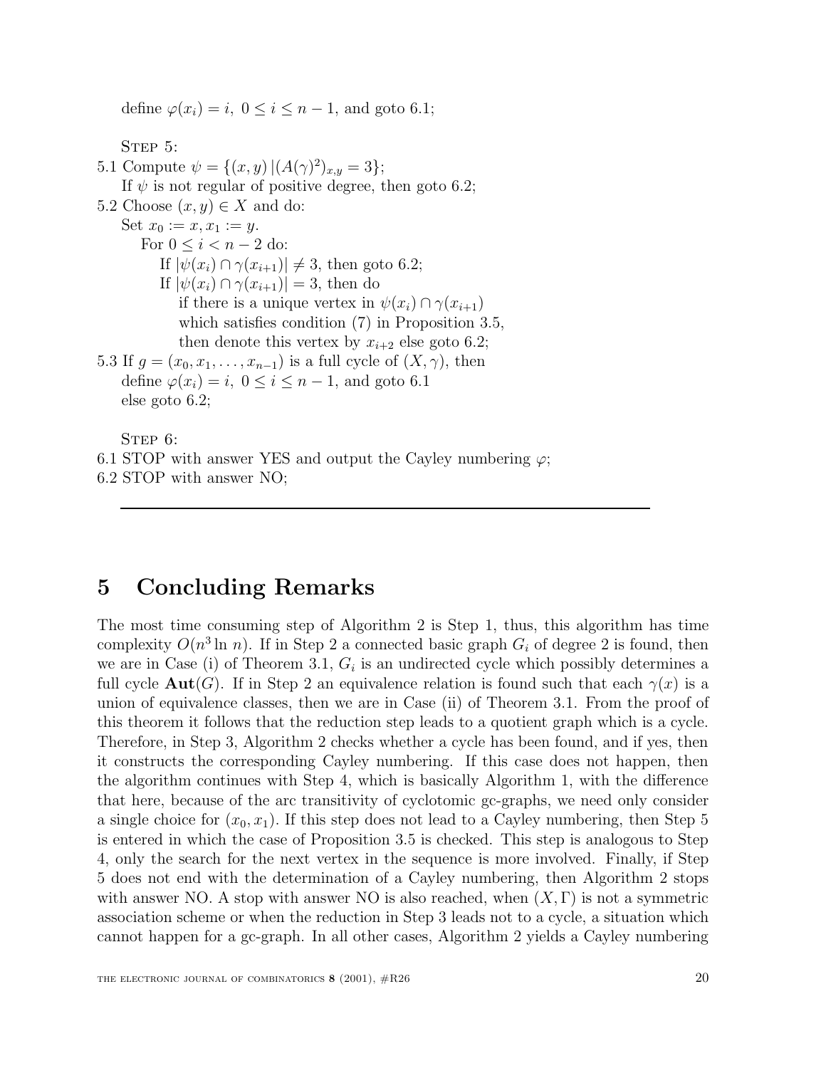define $\varphi(x_i) = i,\ 0 \leq i \leq n-1$, and goto 6.1;

STEP 5:

5.1 Compute $\psi = \{(x, y)\,|(A(\gamma)^2)_{x,y} = 3\}$;
If $\psi$ is not regular of positive degree, then goto 6.2;

5.2 Choose $(x, y) \in X$ and do:
Set $x_0 := x, x_1 := y$.
For $0 \leq i < n-2$ do:
If $|\psi(x_i) \cap \gamma(x_{i+1})| \neq 3$, then goto 6.2;
If $|\psi(x_i) \cap \gamma(x_{i+1})| = 3$, then do
if there is a unique vertex in $\psi(x_i) \cap \gamma(x_{i+1})$
which satisfies condition (7) in Proposition 3.5,
then denote this vertex by $x_{i+2}$ else goto 6.2;

5.3 If $g = (x_0, x_1, \ldots, x_{n-1})$ is a full cycle of $(X, \gamma)$, then
define $\varphi(x_i) = i,\ 0 \leq i \leq n-1$, and goto 6.1
else goto 6.2;

STEP 6:

6.1 STOP with answer YES and output the Cayley numbering $\varphi$;

6.2 STOP with answer NO;

---

# 5 Concluding Remarks

The most time consuming step of Algorithm 2 is Step 1, thus, this algorithm has time complexity $O(n^3 \ln n)$. If in Step 2 a connected basic graph $G_i$ of degree 2 is found, then we are in Case (i) of Theorem 3.1, $G_i$ is an undirected cycle which possibly determines a full cycle $\mathbf{Aut}(G)$. If in Step 2 an equivalence relation is found such that each $\gamma(x)$ is a union of equivalence classes, then we are in Case (ii) of Theorem 3.1. From the proof of this theorem it follows that the reduction step leads to a quotient graph which is a cycle. Therefore, in Step 3, Algorithm 2 checks whether a cycle has been found, and if yes, then it constructs the corresponding Cayley numbering. If this case does not happen, then the algorithm continues with Step 4, which is basically Algorithm 1, with the difference that here, because of the arc transitivity of cyclotomic gc-graphs, we need only consider a single choice for $(x_0, x_1)$. If this step does not lead to a Cayley numbering, then Step 5 is entered in which the case of Proposition 3.5 is checked. This step is analogous to Step 4, only the search for the next vertex in the sequence is more involved. Finally, if Step 5 does not end with the determination of a Cayley numbering, then Algorithm 2 stops with answer NO. A stop with answer NO is also reached, when $(X, \Gamma)$ is not a symmetric association scheme or when the reduction in Step 3 leads not to a cycle, a situation which cannot happen for a gc-graph. In all other cases, Algorithm 2 yields a Cayley numbering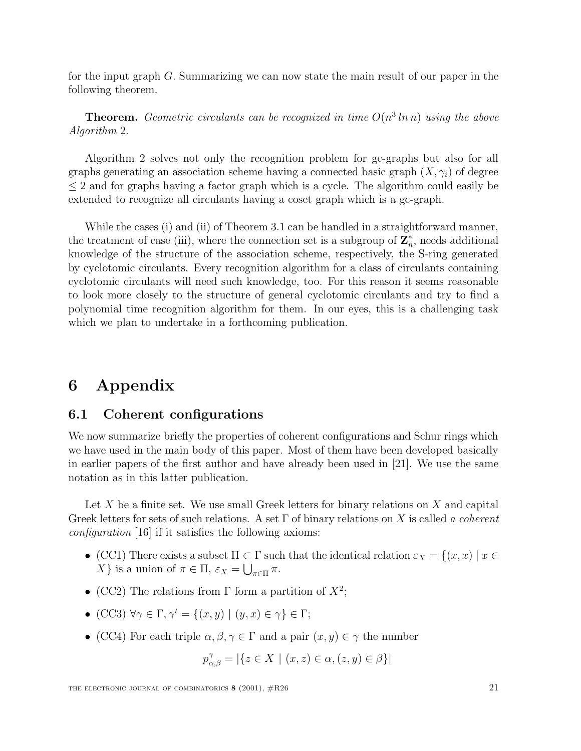for the input graph $G$. Summarizing we can now state the main result of our paper in the following theorem.

**Theorem.** *Geometric circulants can be recognized in time $O(n^3 \ln n)$ using the above Algorithm* 2.

Algorithm 2 solves not only the recognition problem for gc-graphs but also for all graphs generating an association scheme having a connected basic graph $(X, \gamma_i)$ of degree $\leq 2$ and for graphs having a factor graph which is a cycle. The algorithm could easily be extended to recognize all circulants having a coset graph which is a gc-graph.

While the cases (i) and (ii) of Theorem 3.1 can be handled in a straightforward manner, the treatment of case (iii), where the connection set is a subgroup of $\mathbf{Z}_n^*$, needs additional knowledge of the structure of the association scheme, respectively, the S-ring generated by cyclotomic circulants. Every recognition algorithm for a class of circulants containing cyclotomic circulants will need such knowledge, too. For this reason it seems reasonable to look more closely to the structure of general cyclotomic circulants and try to find a polynomial time recognition algorithm for them. In our eyes, this is a challenging task which we plan to undertake in a forthcoming publication.

# 6 Appendix

## 6.1 Coherent configurations

We now summarize briefly the properties of coherent configurations and Schur rings which we have used in the main body of this paper. Most of them have been developed basically in earlier papers of the first author and have already been used in [21]. We use the same notation as in this latter publication.

Let $X$ be a finite set. We use small Greek letters for binary relations on $X$ and capital Greek letters for sets of such relations. A set $\Gamma$ of binary relations on $X$ is called *a coherent configuration* [16] if it satisfies the following axioms:

- (CC1) There exists a subset $\Pi \subset \Gamma$ such that the identical relation $\varepsilon_X = \{(x, x) \mid x \in X\}$ is a union of $\pi \in \Pi$, $\varepsilon_X = \bigcup_{\pi \in \Pi} \pi$.
- (CC2) The relations from $\Gamma$ form a partition of $X^2$;
- (CC3) $\forall \gamma \in \Gamma, \gamma^t = \{(x, y) \mid (y, x) \in \gamma\} \in \Gamma$;
- (CC4) For each triple $\alpha, \beta, \gamma \in \Gamma$ and a pair $(x, y) \in \gamma$ the number

$$p_{\alpha,\beta}^{\gamma} = |\{z \in X \mid (x, z) \in \alpha, (z, y) \in \beta\}|$$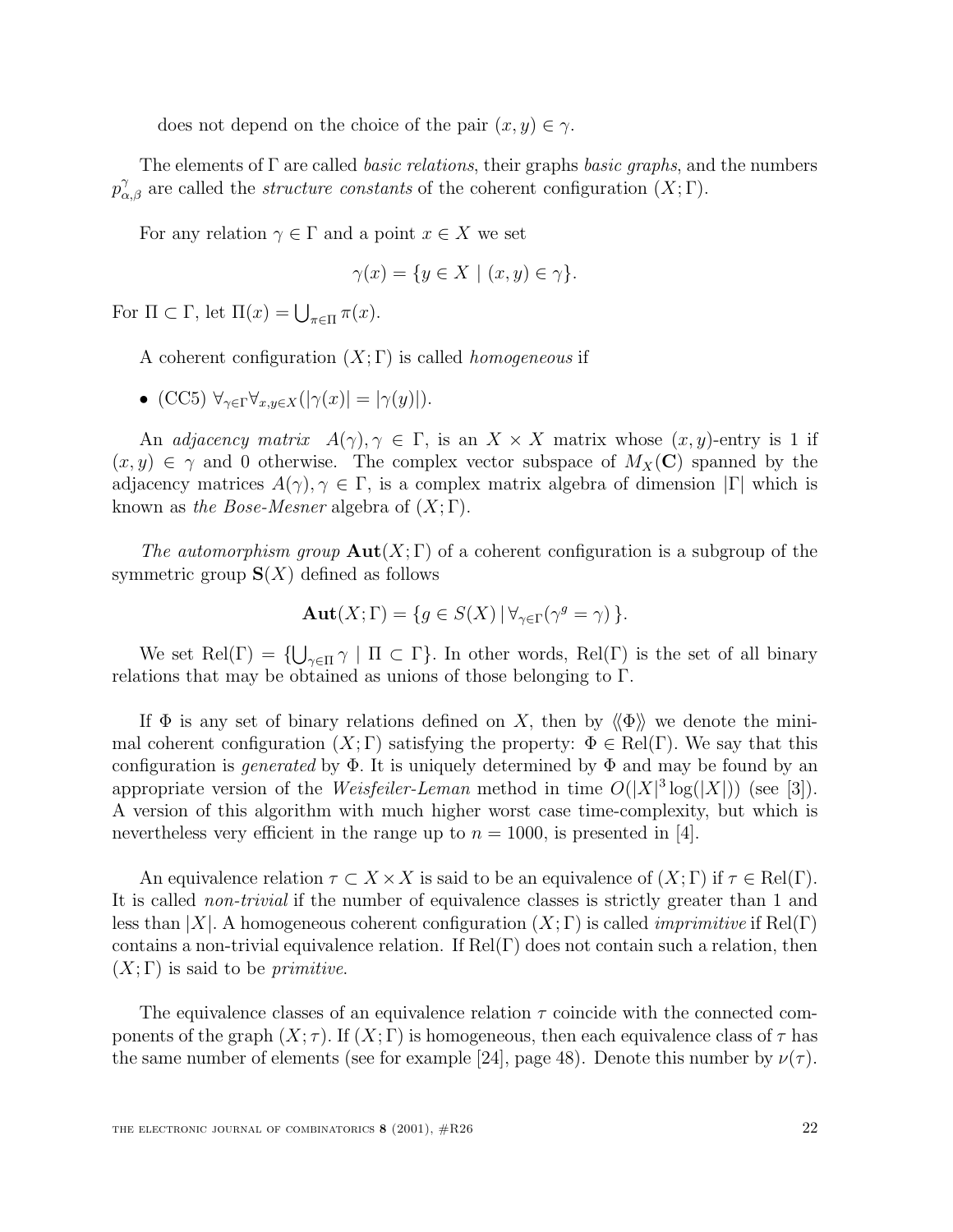does not depend on the choice of the pair $(x, y) \in \gamma$.

The elements of $\Gamma$ are called *basic relations*, their graphs *basic graphs*, and the numbers $p^{\gamma}_{\alpha,\beta}$ are called the *structure constants* of the coherent configuration $(X;\Gamma)$.

For any relation $\gamma \in \Gamma$ and a point $x \in X$ we set

$$\gamma(x) = \{y \in X \mid (x, y) \in \gamma\}.$$

For $\Pi \subset \Gamma$, let $\Pi(x) = \bigcup_{\pi\in\Pi} \pi(x)$.

A coherent configuration $(X;\Gamma)$ is called *homogeneous* if

- (CC5) $\forall_{\gamma\in\Gamma}\forall_{x,y\in X}(|\gamma(x)| = |\gamma(y)|)$.

An *adjacency matrix* $A(\gamma), \gamma \in \Gamma$, is an $X \times X$ matrix whose $(x, y)$-entry is 1 if $(x, y) \in \gamma$ and 0 otherwise. The complex vector subspace of $M_X(\mathbf{C})$ spanned by the adjacency matrices $A(\gamma), \gamma \in \Gamma$, is a complex matrix algebra of dimension $|\Gamma|$ which is known as *the Bose-Mesner* algebra of $(X;\Gamma)$.

*The automorphism group* $\mathbf{Aut}(X;\Gamma)$ of a coherent configuration is a subgroup of the symmetric group $\mathbf{S}(X)$ defined as follows

$$\mathbf{Aut}(X;\Gamma) = \{g \in S(X) \mid \forall_{\gamma\in\Gamma}(\gamma^g = \gamma)\}.$$

We set $\mathrm{Rel}(\Gamma) = \{\bigcup_{\gamma\in\Pi} \gamma \mid \Pi \subset \Gamma\}$. In other words, $\mathrm{Rel}(\Gamma)$ is the set of all binary relations that may be obtained as unions of those belonging to $\Gamma$.

If $\Phi$ is any set of binary relations defined on $X$, then by $\langle\!\langle\Phi\rangle\!\rangle$ we denote the minimal coherent configuration $(X;\Gamma)$ satisfying the property: $\Phi \in \mathrm{Rel}(\Gamma)$. We say that this configuration is *generated* by $\Phi$. It is uniquely determined by $\Phi$ and may be found by an appropriate version of the *Weisfeiler-Leman* method in time $O(|X|^3 \log(|X|))$ (see [3]). A version of this algorithm with much higher worst case time-complexity, but which is nevertheless very efficient in the range up to $n = 1000$, is presented in [4].

An equivalence relation $\tau \subset X \times X$ is said to be an equivalence of $(X;\Gamma)$ if $\tau \in \mathrm{Rel}(\Gamma)$. It is called *non-trivial* if the number of equivalence classes is strictly greater than 1 and less than $|X|$. A homogeneous coherent configuration $(X;\Gamma)$ is called *imprimitive* if $\mathrm{Rel}(\Gamma)$ contains a non-trivial equivalence relation. If $\mathrm{Rel}(\Gamma)$ does not contain such a relation, then $(X;\Gamma)$ is said to be *primitive*.

The equivalence classes of an equivalence relation $\tau$ coincide with the connected components of the graph $(X;\tau)$. If $(X;\Gamma)$ is homogeneous, then each equivalence class of $\tau$ has the same number of elements (see for example [24], page 48). Denote this number by $\nu(\tau)$.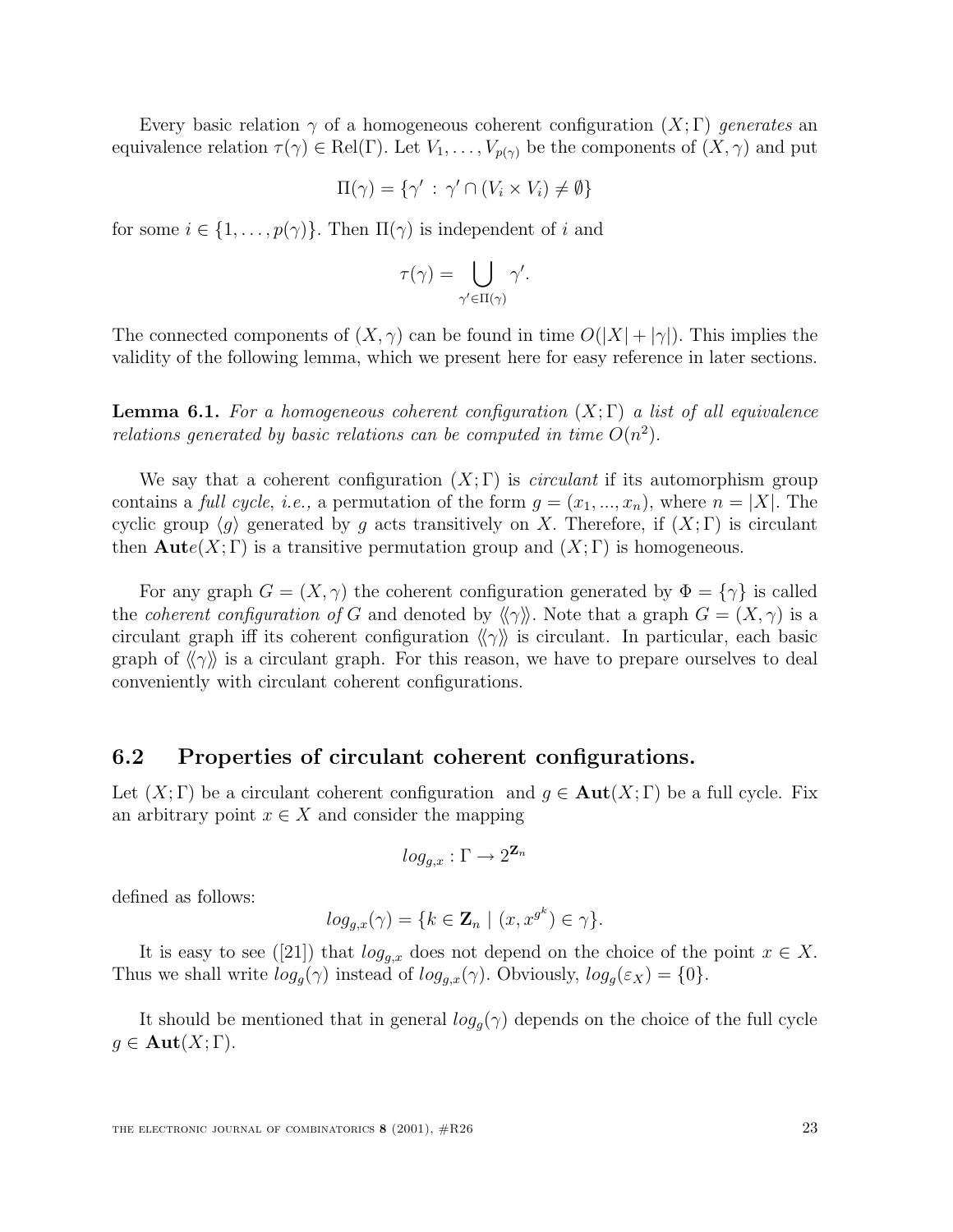Every basic relation $\gamma$ of a homogeneous coherent configuration $(X;\Gamma)$ *generates* an equivalence relation $\tau(\gamma) \in \mathrm{Rel}(\Gamma)$. Let $V_1, \ldots, V_{p(\gamma)}$ be the components of $(X, \gamma)$ and put

$$\Pi(\gamma) = \{\gamma' \,:\, \gamma' \cap (V_i \times V_i) \neq \emptyset\}$$

for some $i \in \{1, \ldots, p(\gamma)\}$. Then $\Pi(\gamma)$ is independent of $i$ and

$$\tau(\gamma) = \bigcup_{\gamma' \in \Pi(\gamma)} \gamma'.$$

The connected components of $(X, \gamma)$ can be found in time $O(|X| + |\gamma|)$. This implies the validity of the following lemma, which we present here for easy reference in later sections.

**Lemma 6.1.** *For a homogeneous coherent configuration $(X;\Gamma)$ a list of all equivalence relations generated by basic relations can be computed in time $O(n^2)$.*

We say that a coherent configuration $(X;\Gamma)$ is *circulant* if its automorphism group contains a *full cycle*, *i.e.,* a permutation of the form $g = (x_1, ..., x_n)$, where $n = |X|$. The cyclic group $\langle g \rangle$ generated by $g$ acts transitively on $X$. Therefore, if $(X;\Gamma)$ is circulant then $\mathbf{Aut}e(X;\Gamma)$ is a transitive permutation group and $(X;\Gamma)$ is homogeneous.

For any graph $G = (X, \gamma)$ the coherent configuration generated by $\Phi = \{\gamma\}$ is called the *coherent configuration of* $G$ and denoted by $\langle\!\langle \gamma \rangle\!\rangle$. Note that a graph $G = (X, \gamma)$ is a circulant graph iff its coherent configuration $\langle\!\langle \gamma \rangle\!\rangle$ is circulant. In particular, each basic graph of $\langle\!\langle \gamma \rangle\!\rangle$ is a circulant graph. For this reason, we have to prepare ourselves to deal conveniently with circulant coherent configurations.

## 6.2 Properties of circulant coherent configurations.

Let $(X;\Gamma)$ be a circulant coherent configuration and $g \in \mathbf{Aut}(X;\Gamma)$ be a full cycle. Fix an arbitrary point $x \in X$ and consider the mapping

$$log_{g,x} : \Gamma \rightarrow 2^{\mathbf{Z}_n}$$

defined as follows:

$$log_{g,x}(\gamma) = \{k \in \mathbf{Z}_n \mid (x, x^{g^k}) \in \gamma\}.$$

It is easy to see ([21]) that $log_{g,x}$ does not depend on the choice of the point $x \in X$. Thus we shall write $log_g(\gamma)$ instead of $log_{g,x}(\gamma)$. Obviously, $log_g(\varepsilon_X) = \{0\}$.

It should be mentioned that in general $log_g(\gamma)$ depends on the choice of the full cycle $g \in \mathbf{Aut}(X;\Gamma)$.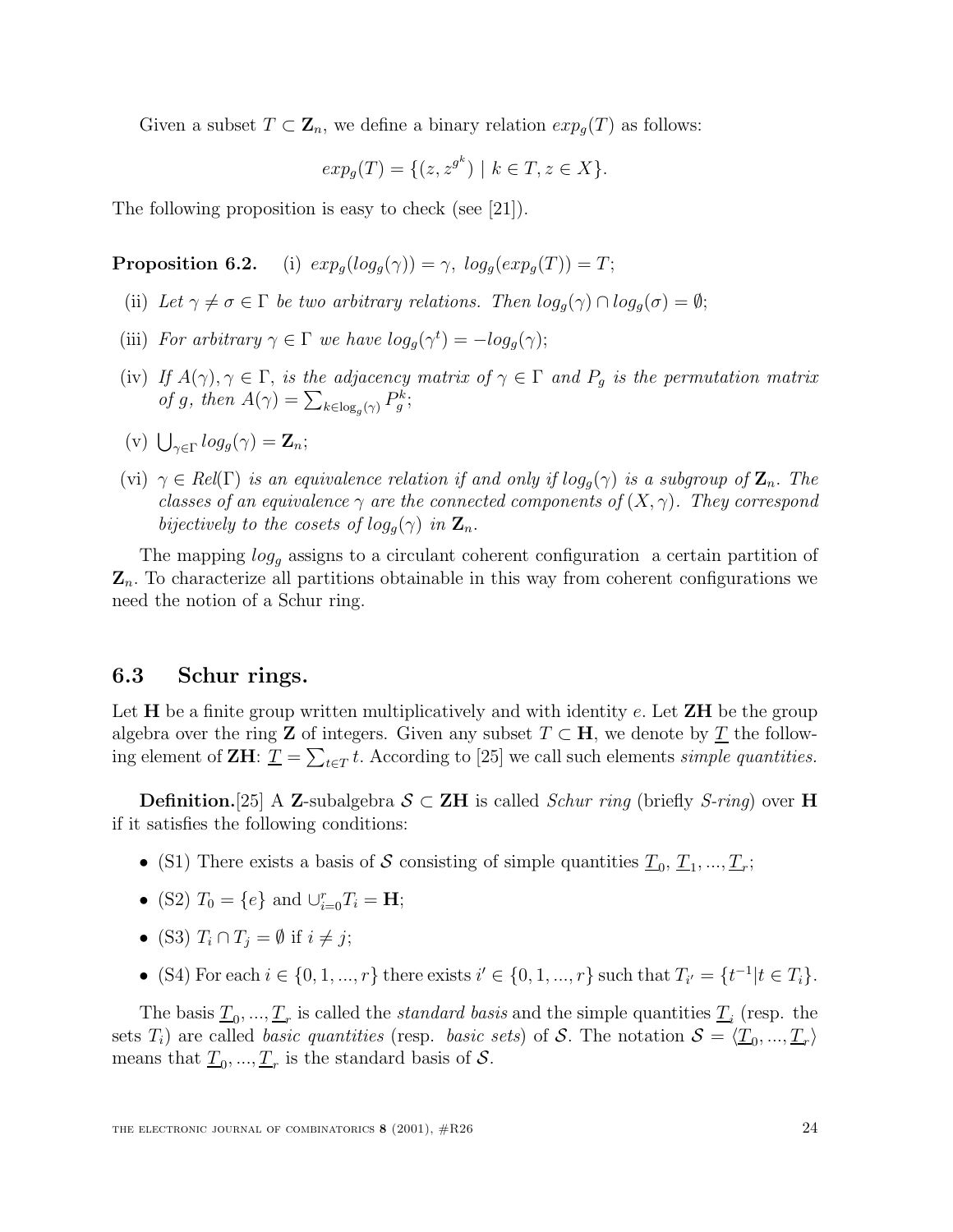Given a subset $T \subset \mathbf{Z}_n$, we define a binary relation $exp_g(T)$ as follows:

$$exp_g(T) = \{(z, z^{g^k}) \mid k \in T, z \in X\}.$$

The following proposition is easy to check (see [21]).

**Proposition 6.2.** (i) $exp_g(log_g(\gamma)) = \gamma$, $log_g(exp_g(T)) = T$;

(ii) *Let $\gamma \neq \sigma \in \Gamma$ be two arbitrary relations. Then $log_g(\gamma) \cap log_g(\sigma) = \emptyset$;*

(iii) *For arbitrary $\gamma \in \Gamma$ we have $log_g(\gamma^t) = -log_g(\gamma)$;*

(iv) *If $A(\gamma), \gamma \in \Gamma$, is the adjacency matrix of $\gamma \in \Gamma$ and $P_g$ is the permutation matrix of $g$, then $A(\gamma) = \sum_{k \in \log_g(\gamma)} P_g^k$;*

(v) $\bigcup_{\gamma \in \Gamma} log_g(\gamma) = \mathbf{Z}_n$;

(vi) *$\gamma \in Rel(\Gamma)$ is an equivalence relation if and only if $log_g(\gamma)$ is a subgroup of $\mathbf{Z}_n$. The classes of an equivalence $\gamma$ are the connected components of $(X, \gamma)$. They correspond bijectively to the cosets of $log_g(\gamma)$ in $\mathbf{Z}_n$.*

The mapping $log_g$ assigns to a circulant coherent configuration a certain partition of $\mathbf{Z}_n$. To characterize all partitions obtainable in this way from coherent configurations we need the notion of a Schur ring.

### 6.3 Schur rings.

Let $\mathbf{H}$ be a finite group written multiplicatively and with identity $e$. Let $\mathbf{ZH}$ be the group algebra over the ring $\mathbf{Z}$ of integers. Given any subset $T \subset \mathbf{H}$, we denote by $\underline{T}$ the following element of $\mathbf{ZH}$: $\underline{T} = \sum_{t \in T} t$. According to [25] we call such elements *simple quantities.*

**Definition.**[25] A $\mathbf{Z}$-subalgebra $\mathcal{S} \subset \mathbf{ZH}$ is called *Schur ring* (briefly *S-ring*) over $\mathbf{H}$ if it satisfies the following conditions:

- (S1) There exists a basis of $\mathcal{S}$ consisting of simple quantities $\underline{T}_0, \underline{T}_1, ..., \underline{T}_r$;
- (S2) $T_0 = \{e\}$ and $\cup_{i=0}^r T_i = \mathbf{H}$;
- (S3) $T_i \cap T_j = \emptyset$ if $i \neq j$;
- (S4) For each $i \in \{0, 1, ..., r\}$ there exists $i' \in \{0, 1, ..., r\}$ such that $T_{i'} = \{t^{-1} | t \in T_i\}$.

The basis $\underline{T}_0, ..., \underline{T}_r$ is called the *standard basis* and the simple quantities $\underline{T}_i$ (resp. the sets $T_i$) are called *basic quantities* (resp. *basic sets*) of $\mathcal{S}$. The notation $\mathcal{S} = \langle \underline{T}_0, ..., \underline{T}_r \rangle$ means that $\underline{T}_0, ..., \underline{T}_r$ is the standard basis of $\mathcal{S}$.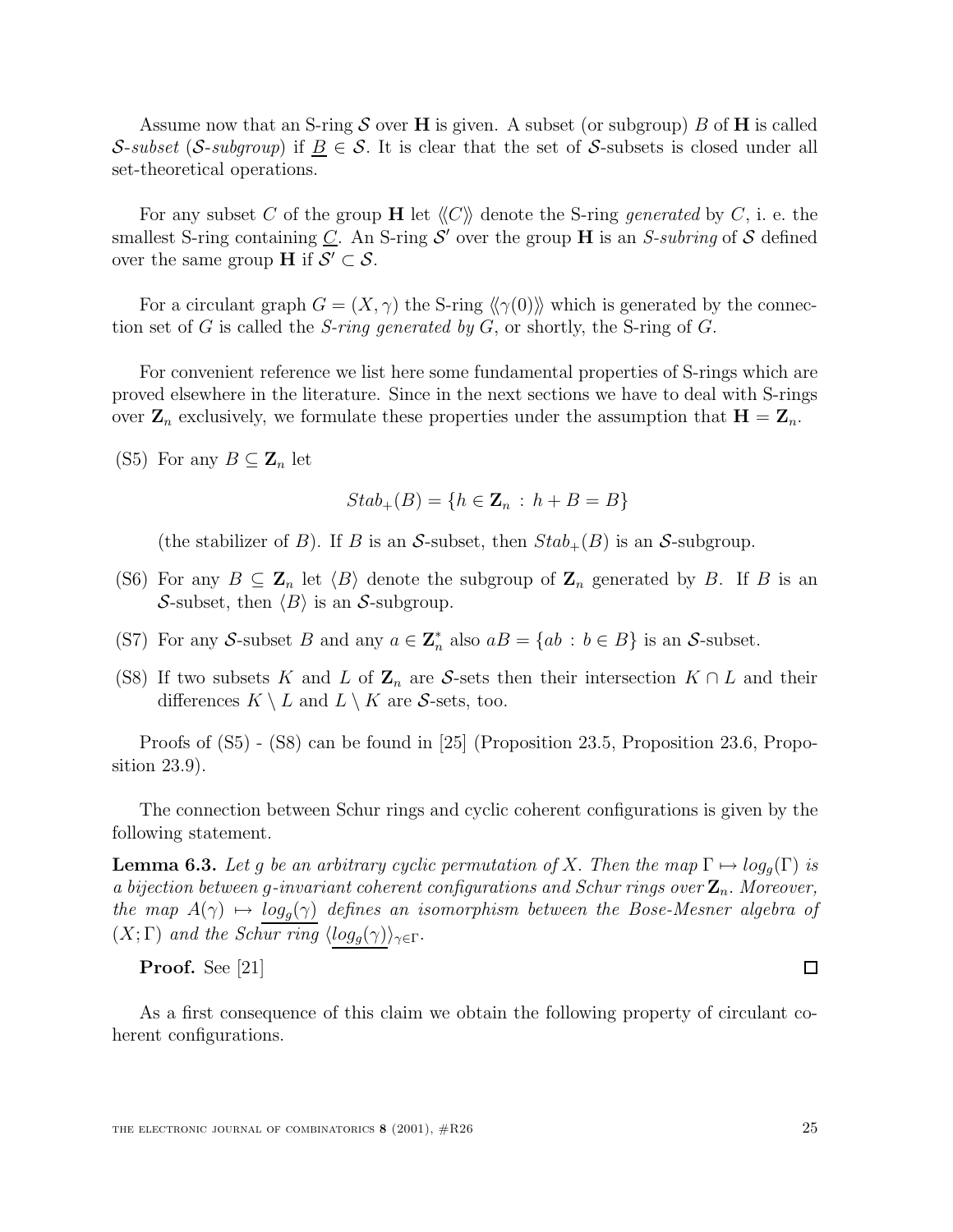Assume now that an S-ring $\mathcal{S}$ over $\mathbf{H}$ is given. A subset (or subgroup) $B$ of $\mathbf{H}$ is called *$\mathcal{S}$-subset* (*$\mathcal{S}$-subgroup*) if $\underline{B} \in \mathcal{S}$. It is clear that the set of $\mathcal{S}$-subsets is closed under all set-theoretical operations.

For any subset $C$ of the group $\mathbf{H}$ let $\langle\!\langle C \rangle\!\rangle$ denote the S-ring *generated* by $C$, i. e. the smallest S-ring containing $\underline{C}$. An S-ring $\mathcal{S}'$ over the group $\mathbf{H}$ is an *S-subring* of $\mathcal{S}$ defined over the same group $\mathbf{H}$ if $\mathcal{S}' \subset \mathcal{S}$.

For a circulant graph $G = (X, \gamma)$ the S-ring $\langle\!\langle \gamma(0) \rangle\!\rangle$ which is generated by the connection set of $G$ is called the *S-ring generated by* $G$, or shortly, the S-ring of $G$.

For convenient reference we list here some fundamental properties of S-rings which are proved elsewhere in the literature. Since in the next sections we have to deal with S-rings over $\mathbf{Z}_n$ exclusively, we formulate these properties under the assumption that $\mathbf{H} = \mathbf{Z}_n$.

(S5) For any $B \subseteq \mathbf{Z}_n$ let

$$Stab_+(B) = \{h \in \mathbf{Z}_n \, : \, h + B = B\}$$

(the stabilizer of $B$). If $B$ is an $\mathcal{S}$-subset, then $Stab_+(B)$ is an $\mathcal{S}$-subgroup.

(S6) For any $B \subseteq \mathbf{Z}_n$ let $\langle B \rangle$ denote the subgroup of $\mathbf{Z}_n$ generated by $B$. If $B$ is an $\mathcal{S}$-subset, then $\langle B \rangle$ is an $\mathcal{S}$-subgroup.

(S7) For any $\mathcal{S}$-subset $B$ and any $a \in \mathbf{Z}_n^*$ also $aB = \{ab \, : \, b \in B\}$ is an $\mathcal{S}$-subset.

(S8) If two subsets $K$ and $L$ of $\mathbf{Z}_n$ are $\mathcal{S}$-sets then their intersection $K \cap L$ and their differences $K \setminus L$ and $L \setminus K$ are $\mathcal{S}$-sets, too.

Proofs of (S5) - (S8) can be found in [25] (Proposition 23.5, Proposition 23.6, Proposition 23.9).

The connection between Schur rings and cyclic coherent configurations is given by the following statement.

**Lemma 6.3.** *Let $g$ be an arbitrary cyclic permutation of $X$. Then the map $\Gamma \mapsto log_g(\Gamma)$ is a bijection between $g$-invariant coherent configurations and Schur rings over $\mathbf{Z}_n$. Moreover, the map $A(\gamma) \mapsto \underline{log_g(\gamma)}$ defines an isomorphism between the Bose-Mesner algebra of $(X; \Gamma)$ and the Schur ring $\langle \underline{log_g(\gamma)} \rangle_{\gamma \in \Gamma}$.*

**Proof.** See [21] $\square$

As a first consequence of this claim we obtain the following property of circulant coherent configurations.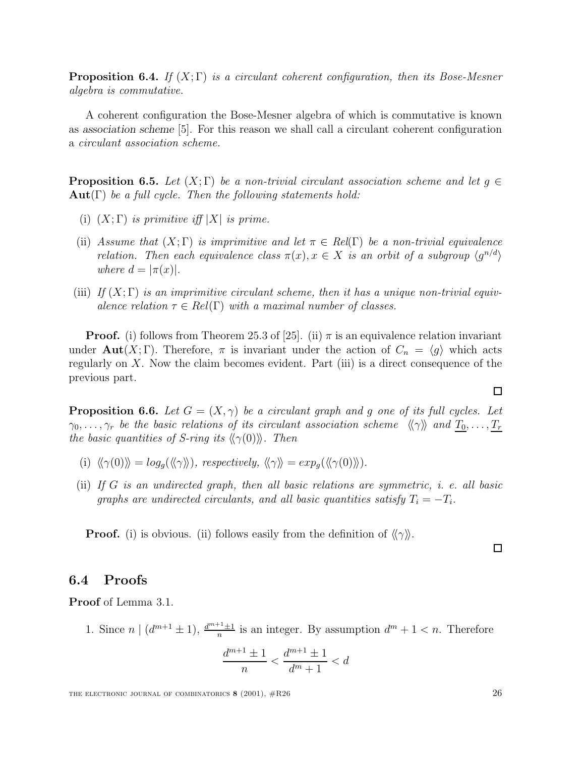**Proposition 6.4.** *If $(X;\Gamma)$ is a circulant coherent configuration, then its Bose-Mesner algebra is commutative.*

A coherent configuration the Bose-Mesner algebra of which is commutative is known as *association scheme* [5]. For this reason we shall call a circulant coherent configuration a *circulant association scheme.*

**Proposition 6.5.** *Let $(X;\Gamma)$ be a non-trivial circulant association scheme and let $g \in \mathbf{Aut}(\Gamma)$ be a full cycle. Then the following statements hold:*

(i) *$(X;\Gamma)$ is primitive iff $|X|$ is prime.*

(ii) *Assume that $(X;\Gamma)$ is imprimitive and let $\pi \in Rel(\Gamma)$ be a non-trivial equivalence relation. Then each equivalence class $\pi(x), x \in X$ is an orbit of a subgroup $\langle g^{n/d}\rangle$ where $d = |\pi(x)|$.*

(iii) *If $(X;\Gamma)$ is an imprimitive circulant scheme, then it has a unique non-trivial equivalence relation $\tau \in Rel(\Gamma)$ with a maximal number of classes.*

**Proof.** (i) follows from Theorem 25.3 of [25]. (ii) $\pi$ is an equivalence relation invariant under $\mathbf{Aut}(X;\Gamma)$. Therefore, $\pi$ is invariant under the action of $C_n = \langle g \rangle$ which acts regularly on $X$. Now the claim becomes evident. Part (iii) is a direct consequence of the previous part. □

**Proposition 6.6.** *Let $G = (X, \gamma)$ be a circulant graph and $g$ one of its full cycles. Let $\gamma_0, \dots, \gamma_r$ be the basic relations of its circulant association scheme $\langle\langle\gamma\rangle\rangle$ and $\underline{T_0}, \dots, \underline{T_r}$ the basic quantities of S-ring its $\langle\langle\gamma(0)\rangle\rangle$. Then*

(i) *$\langle\langle\gamma(0)\rangle\rangle = log_g(\langle\langle\gamma\rangle\rangle)$, respectively, $\langle\langle\gamma\rangle\rangle = exp_g(\langle\langle\gamma(0)\rangle\rangle)$.*

(ii) *If $G$ is an undirected graph, then all basic relations are symmetric, i. e. all basic graphs are undirected circulants, and all basic quantities satisfy $T_i = -T_i$.*

**Proof.** (i) is obvious. (ii) follows easily from the definition of $\langle\langle\gamma\rangle\rangle$. □

## 6.4 Proofs

**Proof** of Lemma 3.1.

1. Since $n \mid (d^{m+1} \pm 1)$, $\frac{d^{m+1}\pm 1}{n}$ is an integer. By assumption $d^m + 1 < n$. Therefore

$$\frac{d^{m+1} \pm 1}{n} < \frac{d^{m+1} \pm 1}{d^m + 1} < d$$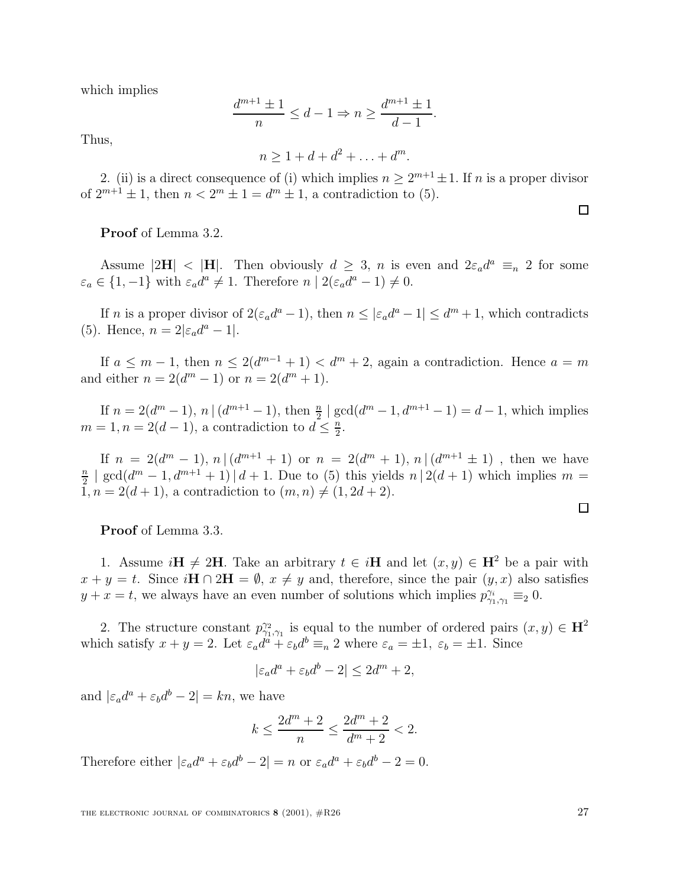which implies

$$\frac{d^{m+1} \pm 1}{n} \leq d - 1 \Rightarrow n \geq \frac{d^{m+1} \pm 1}{d - 1}.$$

Thus,

$$n \geq 1 + d + d^2 + \ldots + d^m.$$

2. (ii) is a direct consequence of (i) which implies $n \geq 2^{m+1} \pm 1$. If $n$ is a proper divisor of $2^{m+1} \pm 1$, then $n < 2^m \pm 1 = d^m \pm 1$, a contradiction to (5).

□

**Proof** of Lemma 3.2.

Assume $|2\mathbf{H}| < |\mathbf{H}|$. Then obviously $d \geq 3$, $n$ is even and $2\varepsilon_a d^a \equiv_n 2$ for some $\varepsilon_a \in \{1, -1\}$ with $\varepsilon_a d^a \neq 1$. Therefore $n \mid 2(\varepsilon_a d^a - 1) \neq 0$.

If $n$ is a proper divisor of $2(\varepsilon_a d^a - 1)$, then $n \leq |\varepsilon_a d^a - 1| \leq d^m + 1$, which contradicts (5). Hence, $n = 2|\varepsilon_a d^a - 1|$.

If $a \leq m - 1$, then $n \leq 2(d^{m-1} + 1) < d^m + 2$, again a contradiction. Hence $a = m$ and either $n = 2(d^m - 1)$ or $n = 2(d^m + 1)$.

If $n = 2(d^m - 1)$, $n \,|\, (d^{m+1} - 1)$, then $\frac{n}{2} \mid \gcd(d^m - 1, d^{m+1} - 1) = d - 1$, which implies $m = 1, n = 2(d - 1)$, a contradiction to $d \leq \frac{n}{2}$.

If $n = 2(d^m - 1)$, $n \,|\, (d^{m+1} + 1)$ or $n = 2(d^m + 1)$, $n \,|\, (d^{m+1} \pm 1)$ , then we have $\frac{n}{2} \mid \gcd(d^m - 1, d^{m+1} + 1) \,|\, d + 1$. Due to (5) this yields $n \,|\, 2(d + 1)$ which implies $m = 1, n = 2(d + 1)$, a contradiction to $(m, n) \neq (1, 2d + 2)$.

□

**Proof** of Lemma 3.3.

1. Assume $i\mathbf{H} \neq 2\mathbf{H}$. Take an arbitrary $t \in i\mathbf{H}$ and let $(x, y) \in \mathbf{H}^2$ be a pair with $x + y = t$. Since $i\mathbf{H} \cap 2\mathbf{H} = \emptyset$, $x \neq y$ and, therefore, since the pair $(y, x)$ also satisfies $y + x = t$, we always have an even number of solutions which implies $p^{\gamma_i}_{\gamma_1, \gamma_1} \equiv_2 0$.

2. The structure constant $p^{\gamma_2}_{\gamma_1, \gamma_1}$ is equal to the number of ordered pairs $(x, y) \in \mathbf{H}^2$ which satisfy $x + y = 2$. Let $\varepsilon_a d^a + \varepsilon_b d^b \equiv_n 2$ where $\varepsilon_a = \pm 1,\ \varepsilon_b = \pm 1$. Since

$$|\varepsilon_a d^a + \varepsilon_b d^b - 2| \leq 2d^m + 2,$$

and $|\varepsilon_a d^a + \varepsilon_b d^b - 2| = kn$, we have

$$k \leq \frac{2d^m + 2}{n} \leq \frac{2d^m + 2}{d^m + 2} < 2.$$

Therefore either $|\varepsilon_a d^a + \varepsilon_b d^b - 2| = n$ or $\varepsilon_a d^a + \varepsilon_b d^b - 2 = 0$.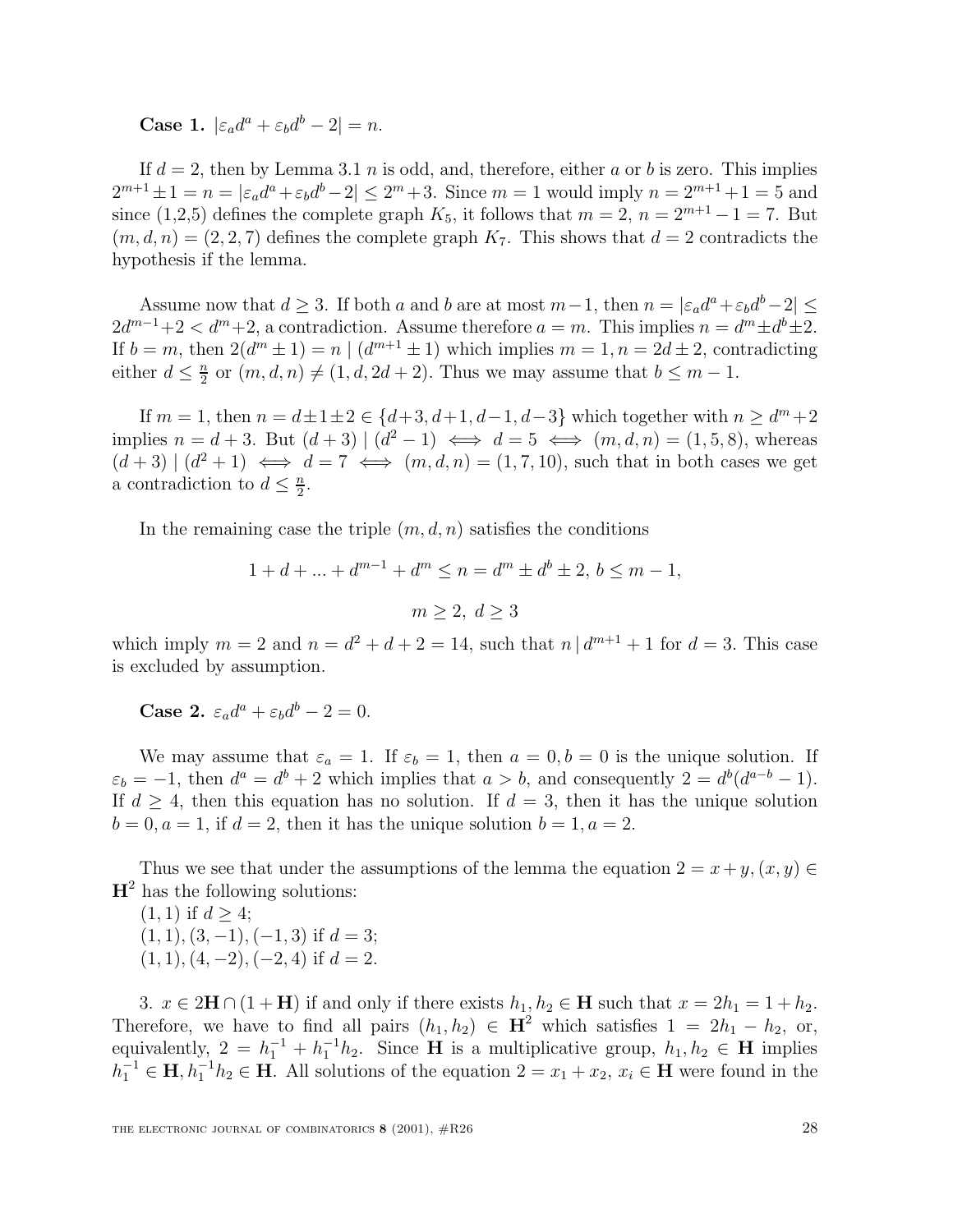**Case 1.** $|\varepsilon_a d^a + \varepsilon_b d^b - 2| = n$.

If $d = 2$, then by Lemma 3.1 $n$ is odd, and, therefore, either $a$ or $b$ is zero. This implies $2^{m+1} \pm 1 = n = |\varepsilon_a d^a + \varepsilon_b d^b - 2| \leq 2^m + 3$. Since $m = 1$ would imply $n = 2^{m+1} + 1 = 5$ and since (1,2,5) defines the complete graph $K_5$, it follows that $m = 2$, $n = 2^{m+1} - 1 = 7$. But $(m, d, n) = (2, 2, 7)$ defines the complete graph $K_7$. This shows that $d = 2$ contradicts the hypothesis if the lemma.

Assume now that $d \geq 3$. If both $a$ and $b$ are at most $m-1$, then $n = |\varepsilon_a d^a + \varepsilon_b d^b - 2| \leq 2d^{m-1} + 2 < d^m + 2$, a contradiction. Assume therefore $a = m$. This implies $n = d^m \pm d^b \pm 2$. If $b = m$, then $2(d^m \pm 1) = n \mid (d^{m+1} \pm 1)$ which implies $m = 1, n = 2d \pm 2$, contradicting either $d \leq \frac{n}{2}$ or $(m, d, n) \neq (1, d, 2d + 2)$. Thus we may assume that $b \leq m - 1$.

If $m = 1$, then $n = d \pm 1 \pm 2 \in \{d+3, d+1, d-1, d-3\}$ which together with $n \geq d^m + 2$ implies $n = d + 3$. But $(d + 3) \mid (d^2 - 1) \iff d = 5 \iff (m, d, n) = (1, 5, 8)$, whereas $(d + 3) \mid (d^2 + 1) \iff d = 7 \iff (m, d, n) = (1, 7, 10)$, such that in both cases we get a contradiction to $d \leq \frac{n}{2}$.

In the remaining case the triple $(m, d, n)$ satisfies the conditions

$$1 + d + ... + d^{m-1} + d^m \leq n = d^m \pm d^b \pm 2,\ b \leq m - 1,$$

$$m \geq 2,\ d \geq 3$$

which imply $m = 2$ and $n = d^2 + d + 2 = 14$, such that $n \,|\, d^{m+1} + 1$ for $d = 3$. This case is excluded by assumption.

**Case 2.** $\varepsilon_a d^a + \varepsilon_b d^b - 2 = 0$.

We may assume that $\varepsilon_a = 1$. If $\varepsilon_b = 1$, then $a = 0, b = 0$ is the unique solution. If $\varepsilon_b = -1$, then $d^a = d^b + 2$ which implies that $a > b$, and consequently $2 = d^b(d^{a-b} - 1)$. If $d \geq 4$, then this equation has no solution. If $d = 3$, then it has the unique solution $b = 0, a = 1$, if $d = 2$, then it has the unique solution $b = 1, a = 2$.

Thus we see that under the assumptions of the lemma the equation $2 = x + y, (x, y) \in \mathbf{H}^2$ has the following solutions:
$(1, 1)$ if $d \geq 4$;
$(1, 1), (3, -1), (-1, 3)$ if $d = 3$;
$(1, 1), (4, -2), (-2, 4)$ if $d = 2$.

3. $x \in 2\mathbf{H} \cap (1 + \mathbf{H})$ if and only if there exists $h_1, h_2 \in \mathbf{H}$ such that $x = 2h_1 = 1 + h_2$. Therefore, we have to find all pairs $(h_1, h_2) \in \mathbf{H}^2$ which satisfies $1 = 2h_1 - h_2$, or, equivalently, $2 = h_1^{-1} + h_1^{-1}h_2$. Since $\mathbf{H}$ is a multiplicative group, $h_1, h_2 \in \mathbf{H}$ implies $h_1^{-1} \in \mathbf{H}, h_1^{-1}h_2 \in \mathbf{H}$. All solutions of the equation $2 = x_1 + x_2$, $x_i \in \mathbf{H}$ were found in the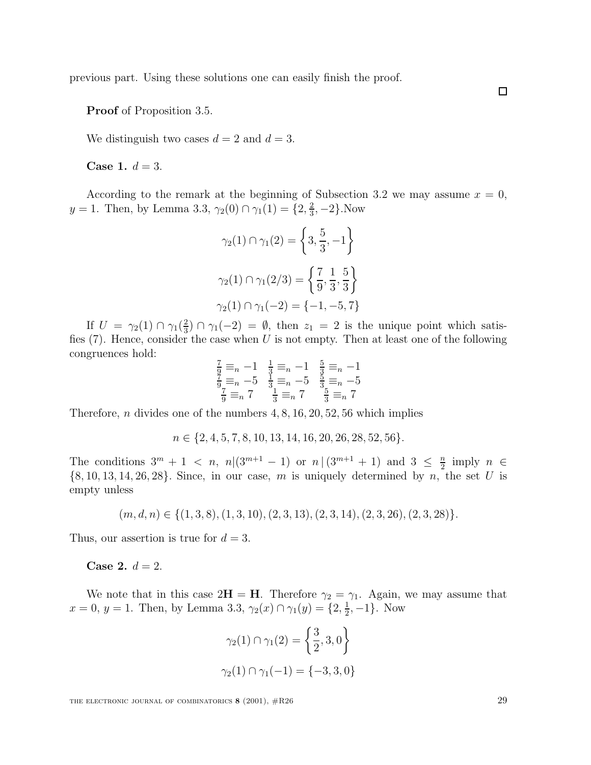previous part. Using these solutions one can easily finish the proof.

□

**Proof** of Proposition 3.5.

We distinguish two cases $d = 2$ and $d = 3$.

**Case 1.** $d = 3$.

According to the remark at the beginning of Subsection 3.2 we may assume $x = 0$, $y = 1$. Then, by Lemma 3.3, $\gamma_2(0) \cap \gamma_1(1) = \{2, \frac{2}{3}, -2\}$.Now

$$\gamma_2(1) \cap \gamma_1(2) = \left\{3, \frac{5}{3}, -1\right\}$$

$$\gamma_2(1) \cap \gamma_1(2/3) = \left\{\frac{7}{9}, \frac{1}{3}, \frac{5}{3}\right\}$$

$$\gamma_2(1) \cap \gamma_1(-2) = \{-1, -5, 7\}$$

If $U = \gamma_2(1) \cap \gamma_1(\frac{2}{3}) \cap \gamma_1(-2) = \emptyset$, then $z_1 = 2$ is the unique point which satisfies (7). Hence, consider the case when $U$ is not empty. Then at least one of the following congruences hold:

$$\begin{array}{ccc} \frac{7}{9} \equiv_n -1 & \frac{1}{3} \equiv_n -1 & \frac{5}{3} \equiv_n -1 \\ \frac{7}{9} \equiv_n -5 & \frac{1}{3} \equiv_n -5 & \frac{5}{3} \equiv_n -5 \\ \frac{7}{9} \equiv_n 7 & \frac{1}{3} \equiv_n 7 & \frac{5}{3} \equiv_n 7 \end{array}$$

Therefore, $n$ divides one of the numbers $4, 8, 16, 20, 52, 56$ which implies

$$n \in \{2, 4, 5, 7, 8, 10, 13, 14, 16, 20, 26, 28, 52, 56\}.$$

The conditions $3^m + 1 < n$, $n|(3^{m+1} - 1)$ or $n\,|\,(3^{m+1} + 1)$ and $3 \leq \frac{n}{2}$ imply $n \in \{8, 10, 13, 14, 26, 28\}$. Since, in our case, $m$ is uniquely determined by $n$, the set $U$ is empty unless

$$(m, d, n) \in \{(1, 3, 8), (1, 3, 10), (2, 3, 13), (2, 3, 14), (2, 3, 26), (2, 3, 28)\}.$$

Thus, our assertion is true for $d = 3$.

**Case 2.** $d = 2$.

We note that in this case $2\mathbf{H} = \mathbf{H}$. Therefore $\gamma_2 = \gamma_1$. Again, we may assume that $x = 0$, $y = 1$. Then, by Lemma 3.3, $\gamma_2(x) \cap \gamma_1(y) = \{2, \frac{1}{2}, -1\}$. Now

$$\gamma_2(1) \cap \gamma_1(2) = \left\{\frac{3}{2}, 3, 0\right\}$$

$$\gamma_2(1) \cap \gamma_1(-1) = \{-3, 3, 0\}$$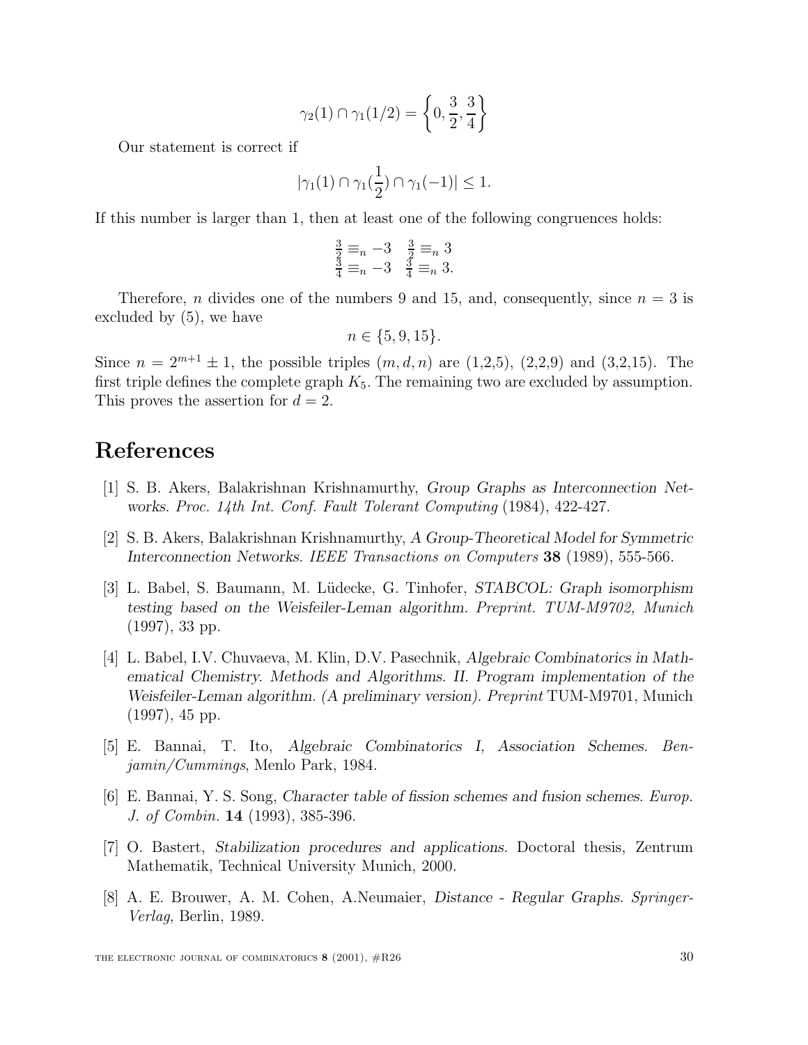$$\gamma_2(1) \cap \gamma_1(1/2) = \left\{0, \frac{3}{2}, \frac{3}{4}\right\}$$

Our statement is correct if

$$|\gamma_1(1) \cap \gamma_1(\frac{1}{2}) \cap \gamma_1(-1)| \leq 1.$$

If this number is larger than 1, then at least one of the following congruences holds:

$$\begin{array}{ll} \frac{3}{2} \equiv_n -3 & \frac{3}{2} \equiv_n 3 \\ \frac{3}{4} \equiv_n -3 & \frac{3}{4} \equiv_n 3. \end{array}$$

Therefore, $n$ divides one of the numbers 9 and 15, and, consequently, since $n = 3$ is excluded by (5), we have

$$n \in \{5, 9, 15\}.$$

Since $n = 2^{m+1} \pm 1$, the possible triples $(m, d, n)$ are (1,2,5), (2,2,9) and (3,2,15). The first triple defines the complete graph $K_5$. The remaining two are excluded by assumption. This proves the assertion for $d = 2$.

# References

[1] S. B. Akers, Balakrishnan Krishnamurthy, *Group Graphs as Interconnection Networks. Proc. 14th Int. Conf. Fault Tolerant Computing* (1984), 422-427.

[2] S. B. Akers, Balakrishnan Krishnamurthy, *A Group-Theoretical Model for Symmetric Interconnection Networks. IEEE Transactions on Computers* **38** (1989), 555-566.

[3] L. Babel, S. Baumann, M. Lüdecke, G. Tinhofer, *STABCOL: Graph isomorphism testing based on the Weisfeiler-Leman algorithm. Preprint. TUM-M9702, Munich* (1997), 33 pp.

[4] L. Babel, I.V. Chuvaeva, M. Klin, D.V. Pasechnik, *Algebraic Combinatorics in Mathematical Chemistry. Methods and Algorithms. II. Program implementation of the Weisfeiler-Leman algorithm. (A preliminary version). Preprint* TUM-M9701, Munich (1997), 45 pp.

[5] E. Bannai, T. Ito, *Algebraic Combinatorics I, Association Schemes. Benjamin/Cummings*, Menlo Park, 1984.

[6] E. Bannai, Y. S. Song, *Character table of fission schemes and fusion schemes. Europ. J. of Combin.* **14** (1993), 385-396.

[7] O. Bastert, *Stabilization procedures and applications.* Doctoral thesis, Zentrum Mathematik, Technical University Munich, 2000.

[8] A. E. Brouwer, A. M. Cohen, A.Neumaier, *Distance - Regular Graphs. Springer-Verlag*, Berlin, 1989.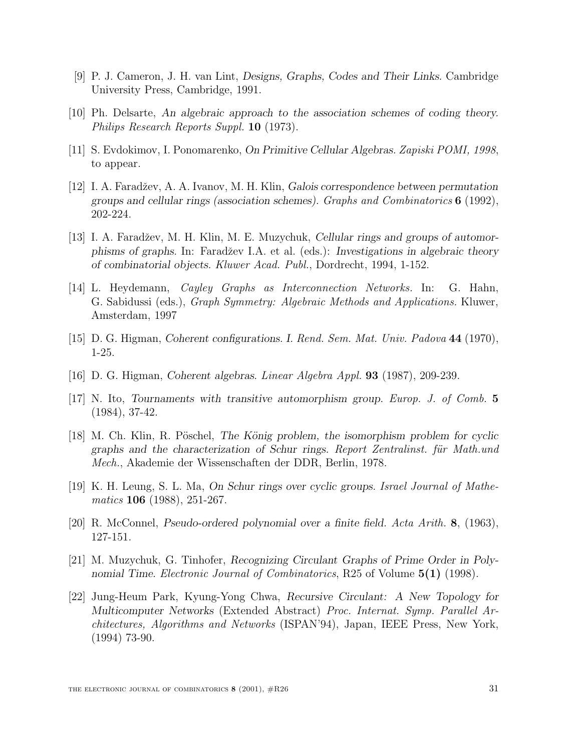[9] P. J. Cameron, J. H. van Lint, *Designs, Graphs, Codes and Their Links.* Cambridge University Press, Cambridge, 1991.

[10] Ph. Delsarte, *An algebraic approach to the association schemes of coding theory. Philips Research Reports Suppl.* **10** (1973).

[11] S. Evdokimov, I. Ponomarenko, *On Primitive Cellular Algebras. Zapiski POMI, 1998*, to appear.

[12] I. A. Faradžev, A. A. Ivanov, M. H. Klin, *Galois correspondence between permutation groups and cellular rings (association schemes). Graphs and Combinatorics* **6** (1992), 202-224.

[13] I. A. Faradžev, M. H. Klin, M. E. Muzychuk, *Cellular rings and groups of automorphisms of graphs.* In: Faradžev I.A. et al. (eds.): *Investigations in algebraic theory of combinatorial objects. Kluwer Acad. Publ.*, Dordrecht, 1994, 1-152.

[14] L. Heydemann, *Cayley Graphs as Interconnection Networks.* In: G. Hahn, G. Sabidussi (eds.), *Graph Symmetry: Algebraic Methods and Applications.* Kluwer, Amsterdam, 1997

[15] D. G. Higman, *Coherent configurations. I. Rend. Sem. Mat. Univ. Padova* **44** (1970), 1-25.

[16] D. G. Higman, *Coherent algebras. Linear Algebra Appl.* **93** (1987), 209-239.

[17] N. Ito, *Tournaments with transitive automorphism group. Europ. J. of Comb.* **5** (1984), 37-42.

[18] M. Ch. Klin, R. Pöschel, *The König problem, the isomorphism problem for cyclic graphs and the characterization of Schur rings. Report Zentralinst. für Math.und Mech.*, Akademie der Wissenschaften der DDR, Berlin, 1978.

[19] K. H. Leung, S. L. Ma, *On Schur rings over cyclic groups. Israel Journal of Mathematics* **106** (1988), 251-267.

[20] R. McConnel, *Pseudo-ordered polynomial over a finite field. Acta Arith.* **8**, (1963), 127-151.

[21] M. Muzychuk, G. Tinhofer, *Recognizing Circulant Graphs of Prime Order in Polynomial Time. Electronic Journal of Combinatorics*, R25 of Volume **5(1)** (1998).

[22] Jung-Heum Park, Kyung-Yong Chwa, *Recursive Circulant: A New Topology for Multicomputer Networks* (Extended Abstract) *Proc. Internat. Symp. Parallel Architectures, Algorithms and Networks* (ISPAN'94), Japan, IEEE Press, New York, (1994) 73-90.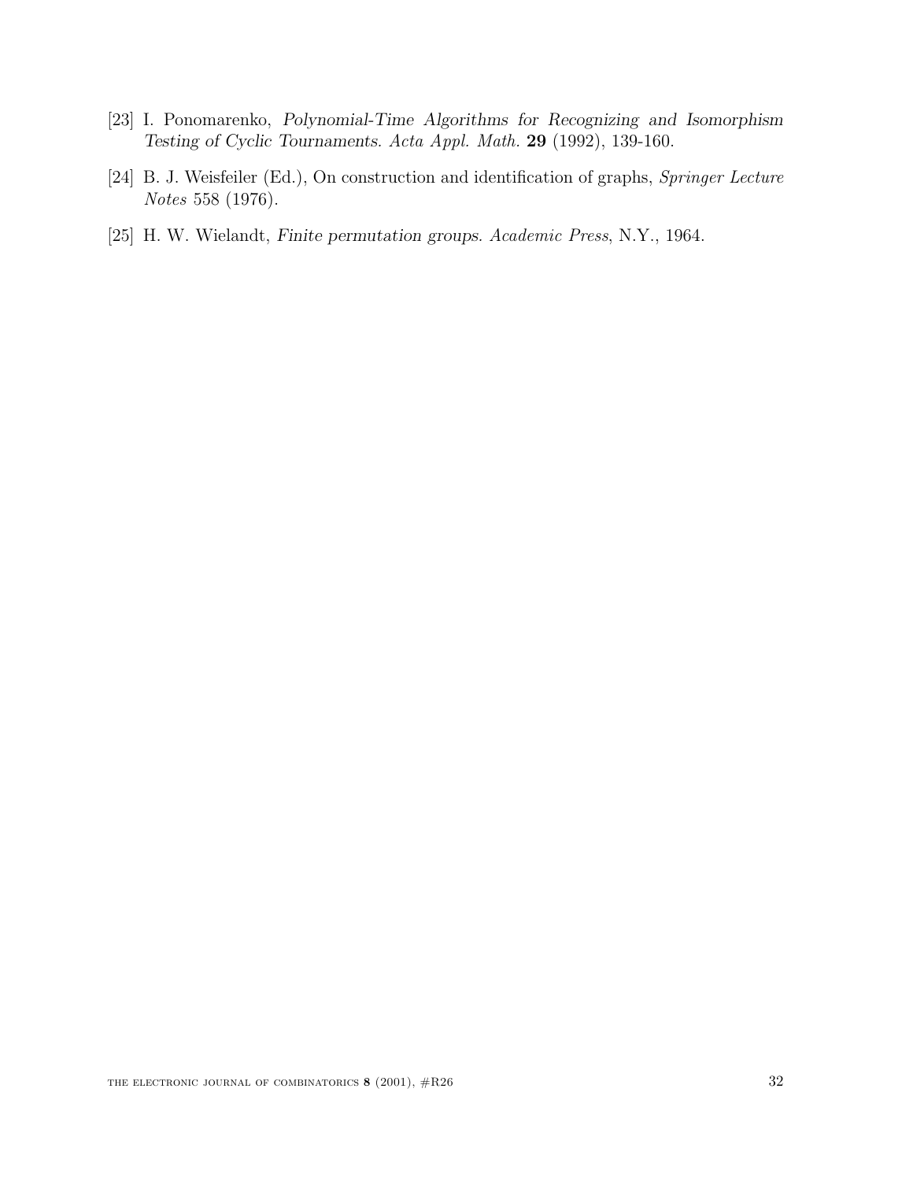[23] I. Ponomarenko, *Polynomial-Time Algorithms for Recognizing and Isomorphism Testing of Cyclic Tournaments. Acta Appl. Math.* **29** (1992), 139-160.

[24] B. J. Weisfeiler (Ed.), On construction and identification of graphs, *Springer Lecture Notes* 558 (1976).

[25] H. W. Wielandt, *Finite permutation groups. Academic Press*, N.Y., 1964.